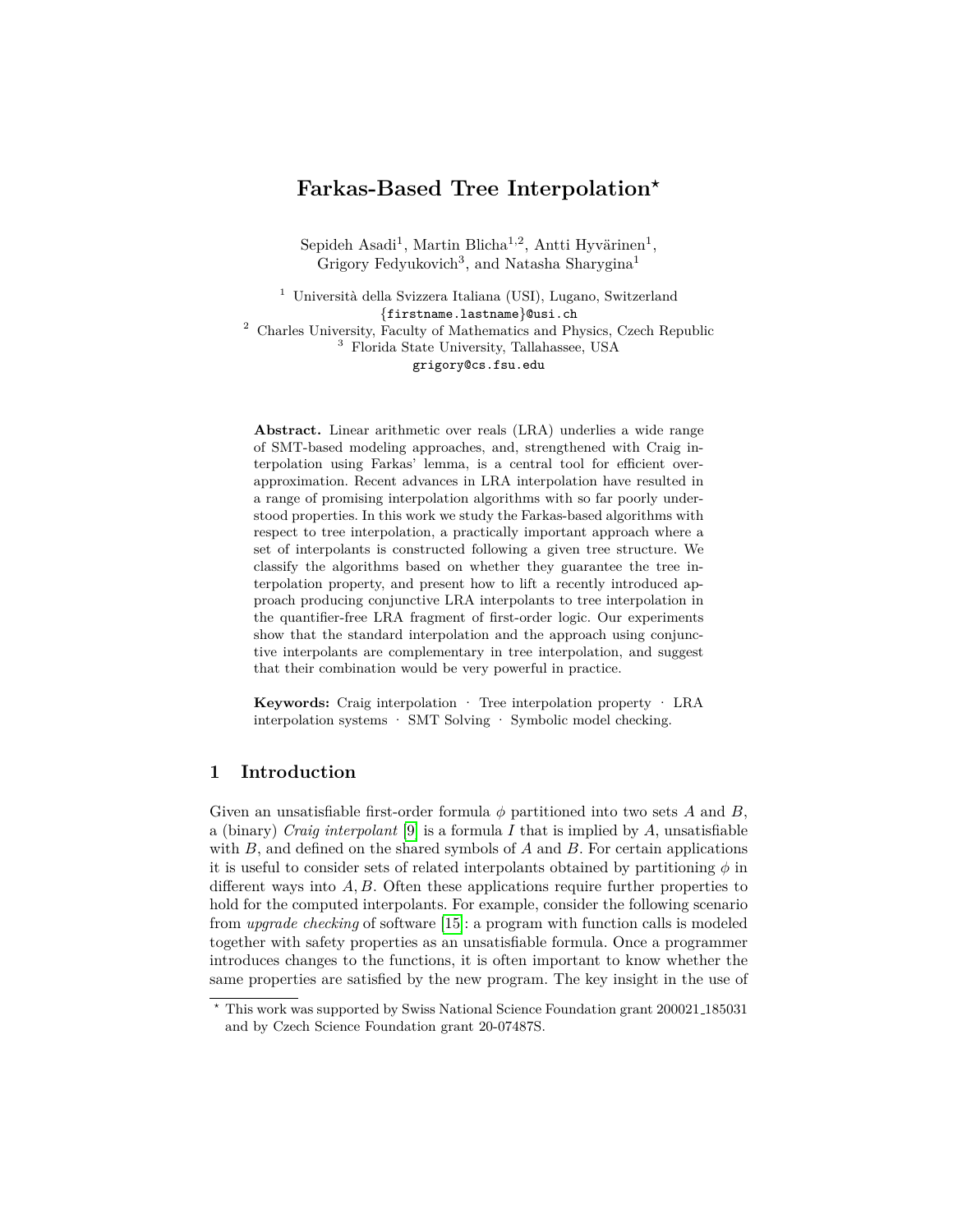# Farkas-Based Tree Interpolation*

Sepideh Asadi[1], Martin Blicha[1,2], Antti Hyvärinen[1], Grigory Fedyukovich[3], and Natasha Sharygina[1]

[1] Università della Svizzera Italiana (USI), Lugano, Switzerland
{firstname.lastname}@usi.ch
[2] Charles University, Faculty of Mathematics and Physics, Czech Republic
[3] Florida State University, Tallahassee, USA
grigory@cs.fsu.edu

**Abstract.** Linear arithmetic over reals (LRA) underlies a wide range of SMT-based modeling approaches, and, strengthened with Craig interpolation using Farkas' lemma, is a central tool for efficient over-approximation. Recent advances in LRA interpolation have resulted in a range of promising interpolation algorithms with so far poorly understood properties. In this work we study the Farkas-based algorithms with respect to tree interpolation, a practically important approach where a set of interpolants is constructed following a given tree structure. We classify the algorithms based on whether they guarantee the tree interpolation property, and present how to lift a recently introduced approach producing conjunctive LRA interpolants to tree interpolation in the quantifier-free LRA fragment of first-order logic. Our experiments show that the standard interpolation and the approach using conjunctive interpolants are complementary in tree interpolation, and suggest that their combination would be very powerful in practice.

**Keywords:** Craig interpolation · Tree interpolation property · LRA interpolation systems · SMT Solving · Symbolic model checking.

## 1 Introduction

Given an unsatisfiable first-order formula $\phi$ partitioned into two sets $A$ and $B$, a (binary) *Craig interpolant* [9] is a formula $I$ that is implied by $A$, unsatisfiable with $B$, and defined on the shared symbols of $A$ and $B$. For certain applications it is useful to consider sets of related interpolants obtained by partitioning $\phi$ in different ways into $A, B$. Often these applications require further properties to hold for the computed interpolants. For example, consider the following scenario from *upgrade checking* of software [15]: a program with function calls is modeled together with safety properties as an unsatisfiable formula. Once a programmer introduces changes to the functions, it is often important to know whether the same properties are satisfied by the new program. The key insight in the use of

* This work was supported by Swiss National Science Foundation grant 200021_185031 and by Czech Science Foundation grant 20-07487S.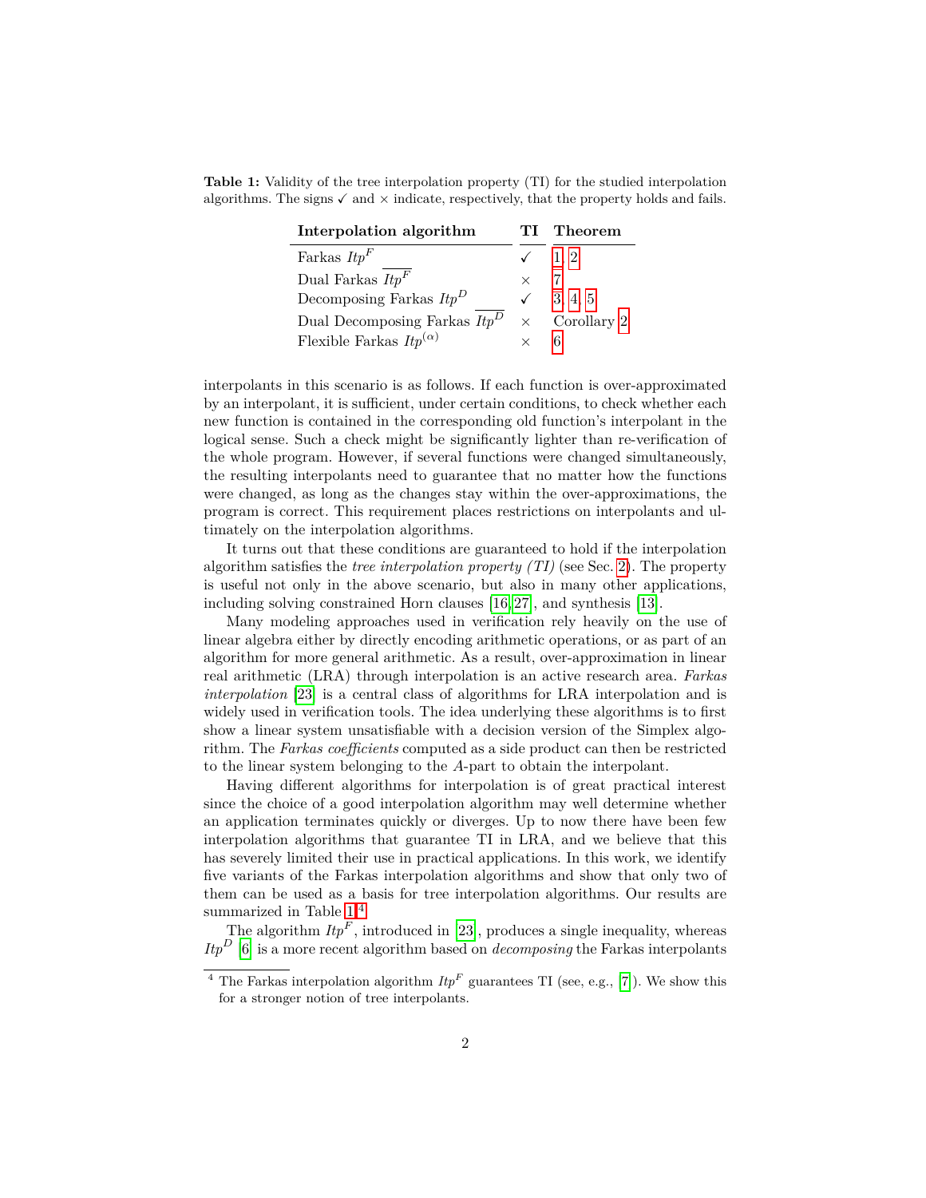**Table 1:** Validity of the tree interpolation property (TI) for the studied interpolation algorithms. The signs ✓ and × indicate, respectively, that the property holds and fails.

| Interpolation algorithm | TI | Theorem |
|---|---|---|
| Farkas $Itp^F$ | ✓ | 1, 2 |
| Dual Farkas $\overline{Itp^F}$ | × | 7 |
| Decomposing Farkas $Itp^D$ | ✓ | 3, 4, 5 |
| Dual Decomposing Farkas $\overline{Itp^D}$ | × | Corollary 2 |
| Flexible Farkas $Itp^{(\alpha)}$ | × | 6 |

interpolants in this scenario is as follows. If each function is over-approximated by an interpolant, it is sufficient, under certain conditions, to check whether each new function is contained in the corresponding old function's interpolant in the logical sense. Such a check might be significantly lighter than re-verification of the whole program. However, if several functions were changed simultaneously, the resulting interpolants need to guarantee that no matter how the functions were changed, as long as the changes stay within the over-approximations, the program is correct. This requirement places restrictions on interpolants and ultimately on the interpolation algorithms.

It turns out that these conditions are guaranteed to hold if the interpolation algorithm satisfies the *tree interpolation property (TI)* (see Sec. 2). The property is useful not only in the above scenario, but also in many other applications, including solving constrained Horn clauses [16,27], and synthesis [13].

Many modeling approaches used in verification rely heavily on the use of linear algebra either by directly encoding arithmetic operations, or as part of an algorithm for more general arithmetic. As a result, over-approximation in linear real arithmetic (LRA) through interpolation is an active research area. *Farkas interpolation* [23] is a central class of algorithms for LRA interpolation and is widely used in verification tools. The idea underlying these algorithms is to first show a linear system unsatisfiable with a decision version of the Simplex algorithm. The *Farkas coefficients* computed as a side product can then be restricted to the linear system belonging to the $A$-part to obtain the interpolant.

Having different algorithms for interpolation is of great practical interest since the choice of a good interpolation algorithm may well determine whether an application terminates quickly or diverges. Up to now there have been few interpolation algorithms that guarantee TI in LRA, and we believe that this has severely limited their use in practical applications. In this work, we identify five variants of the Farkas interpolation algorithms and show that only two of them can be used as a basis for tree interpolation algorithms. Our results are summarized in Table 1.[4]

The algorithm $Itp^F$, introduced in [23], produces a single inequality, whereas $Itp^D$ [6] is a more recent algorithm based on *decomposing* the Farkas interpolants

[4] The Farkas interpolation algorithm $Itp^F$ guarantees TI (see, e.g., [7]). We show this for a stronger notion of tree interpolants.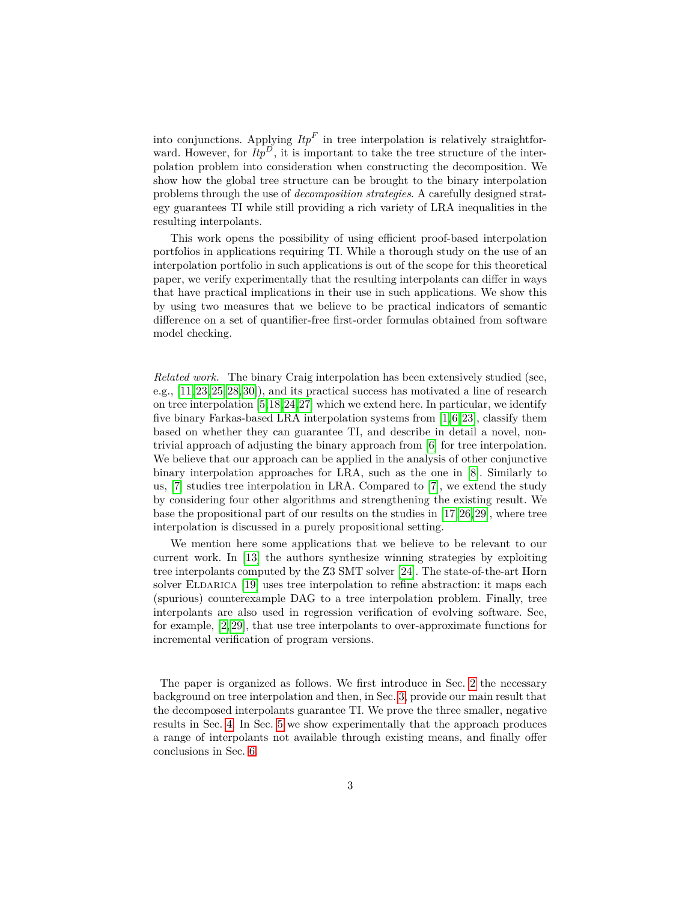into conjunctions. Applying $Itp^F$ in tree interpolation is relatively straightforward. However, for $Itp^D$, it is important to take the tree structure of the interpolation problem into consideration when constructing the decomposition. We show how the global tree structure can be brought to the binary interpolation problems through the use of *decomposition strategies*. A carefully designed strategy guarantees TI while still providing a rich variety of LRA inequalities in the resulting interpolants.

This work opens the possibility of using efficient proof-based interpolation portfolios in applications requiring TI. While a thorough study on the use of an interpolation portfolio in such applications is out of the scope for this theoretical paper, we verify experimentally that the resulting interpolants can differ in ways that have practical implications in their use in such applications. We show this by using two measures that we believe to be practical indicators of semantic difference on a set of quantifier-free first-order formulas obtained from software model checking.

*Related work.* The binary Craig interpolation has been extensively studied (see, e.g., [11,23,25,28,30]), and its practical success has motivated a line of research on tree interpolation [5,18,24,27] which we extend here. In particular, we identify five binary Farkas-based LRA interpolation systems from [1,6,23], classify them based on whether they can guarantee TI, and describe in detail a novel, non-trivial approach of adjusting the binary approach from [6] for tree interpolation. We believe that our approach can be applied in the analysis of other conjunctive binary interpolation approaches for LRA, such as the one in [8]. Similarly to us, [7] studies tree interpolation in LRA. Compared to [7], we extend the study by considering four other algorithms and strengthening the existing result. We base the propositional part of our results on the studies in [17,26,29], where tree interpolation is discussed in a purely propositional setting.

We mention here some applications that we believe to be relevant to our current work. In [13] the authors synthesize winning strategies by exploiting tree interpolants computed by the Z3 SMT solver [24]. The state-of-the-art Horn solver ELDARICA [19] uses tree interpolation to refine abstraction: it maps each (spurious) counterexample DAG to a tree interpolation problem. Finally, tree interpolants are also used in regression verification of evolving software. See, for example, [2,29], that use tree interpolants to over-approximate functions for incremental verification of program versions.

The paper is organized as follows. We first introduce in Sec. 2 the necessary background on tree interpolation and then, in Sec. 3, provide our main result that the decomposed interpolants guarantee TI. We prove the three smaller, negative results in Sec. 4. In Sec. 5 we show experimentally that the approach produces a range of interpolants not available through existing means, and finally offer conclusions in Sec. 6.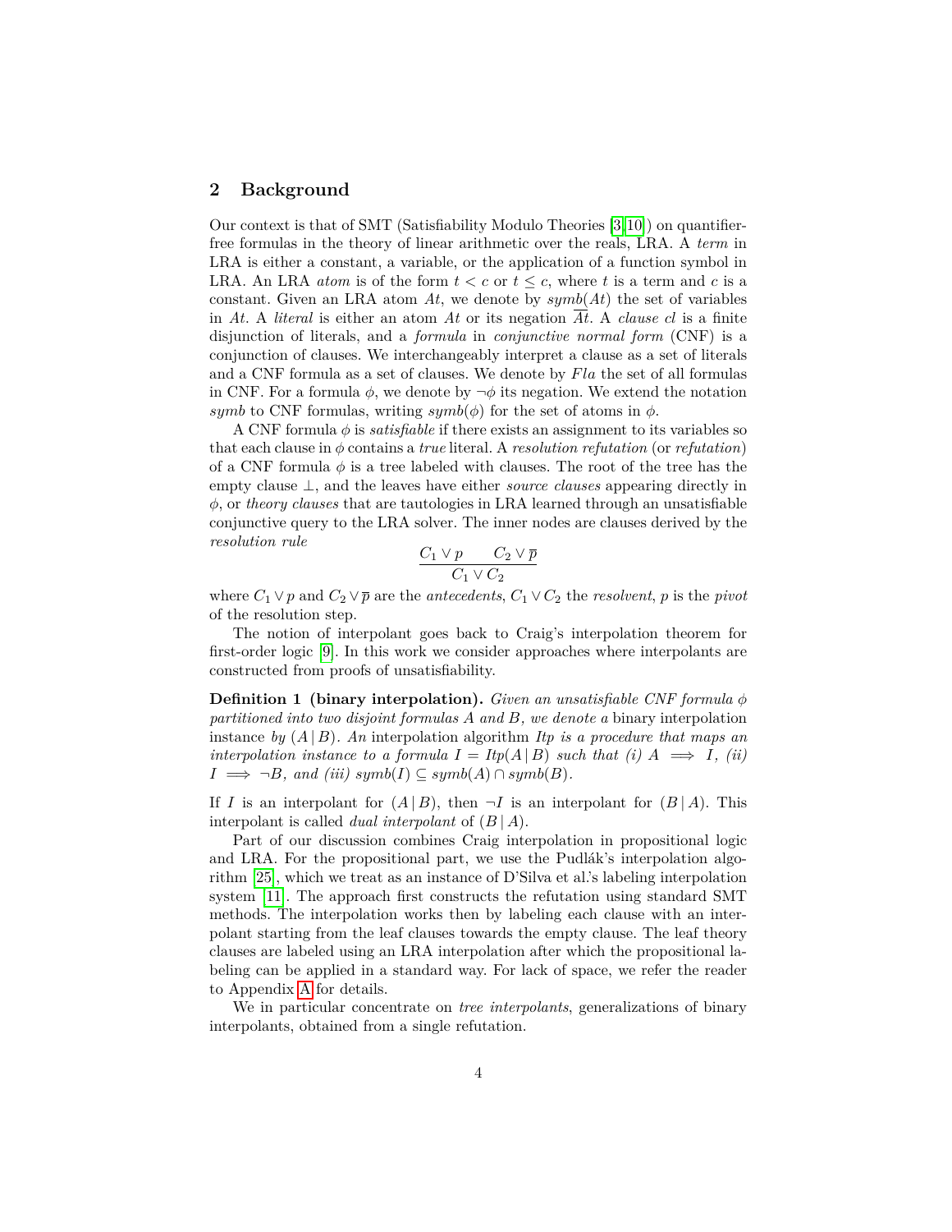## 2 Background

Our context is that of SMT (Satisfiability Modulo Theories [3,10]) on quantifier-free formulas in the theory of linear arithmetic over the reals, LRA. A *term* in LRA is either a constant, a variable, or the application of a function symbol in LRA. An LRA *atom* is of the form $t < c$ or $t \leq c$, where $t$ is a term and $c$ is a constant. Given an LRA atom $At$, we denote by $symb(At)$ the set of variables in $At$. A *literal* is either an atom $At$ or its negation $\overline{At}$. A *clause* $cl$ is a finite disjunction of literals, and a *formula* in *conjunctive normal form* (CNF) is a conjunction of clauses. We interchangeably interpret a clause as a set of literals and a CNF formula as a set of clauses. We denote by $Fla$ the set of all formulas in CNF. For a formula $\phi$, we denote by $\neg\phi$ its negation. We extend the notation $symb$ to CNF formulas, writing $symb(\phi)$ for the set of atoms in $\phi$.

A CNF formula $\phi$ is *satisfiable* if there exists an assignment to its variables so that each clause in $\phi$ contains a *true* literal. A *resolution refutation* (or *refutation*) of a CNF formula $\phi$ is a tree labeled with clauses. The root of the tree has the empty clause $\bot$, and the leaves have either *source clauses* appearing directly in $\phi$, or *theory clauses* that are tautologies in LRA learned through an unsatisfiable conjunctive query to the LRA solver. The inner nodes are clauses derived by the *resolution rule*

$$\frac{C_1 \vee p \qquad C_2 \vee \overline{p}}{C_1 \vee C_2}$$

where $C_1 \vee p$ and $C_2 \vee \overline{p}$ are the *antecedents*, $C_1 \vee C_2$ the *resolvent*, $p$ is the *pivot* of the resolution step.

The notion of interpolant goes back to Craig's interpolation theorem for first-order logic [9]. In this work we consider approaches where interpolants are constructed from proofs of unsatisfiability.

**Definition 1 (binary interpolation).** *Given an unsatisfiable CNF formula $\phi$ partitioned into two disjoint formulas $A$ and $B$, we denote a* binary interpolation instance *by $(A \,|\, B)$. An* interpolation algorithm *$Itp$ is a procedure that maps an interpolation instance to a formula $I = Itp(A \,|\, B)$ such that (i) $A \implies I$, (ii) $I \implies \neg B$, and (iii) $symb(I) \subseteq symb(A) \cap symb(B)$.*

If $I$ is an interpolant for $(A \,|\, B)$, then $\neg I$ is an interpolant for $(B \,|\, A)$. This interpolant is called *dual interpolant* of $(B \,|\, A)$.

Part of our discussion combines Craig interpolation in propositional logic and LRA. For the propositional part, we use the Pudlák's interpolation algorithm [25], which we treat as an instance of D'Silva et al.'s labeling interpolation system [11]. The approach first constructs the refutation using standard SMT methods. The interpolation works then by labeling each clause with an interpolant starting from the leaf clauses towards the empty clause. The leaf theory clauses are labeled using an LRA interpolation after which the propositional labeling can be applied in a standard way. For lack of space, we refer the reader to Appendix A for details.

We in particular concentrate on *tree interpolants*, generalizations of binary interpolants, obtained from a single refutation.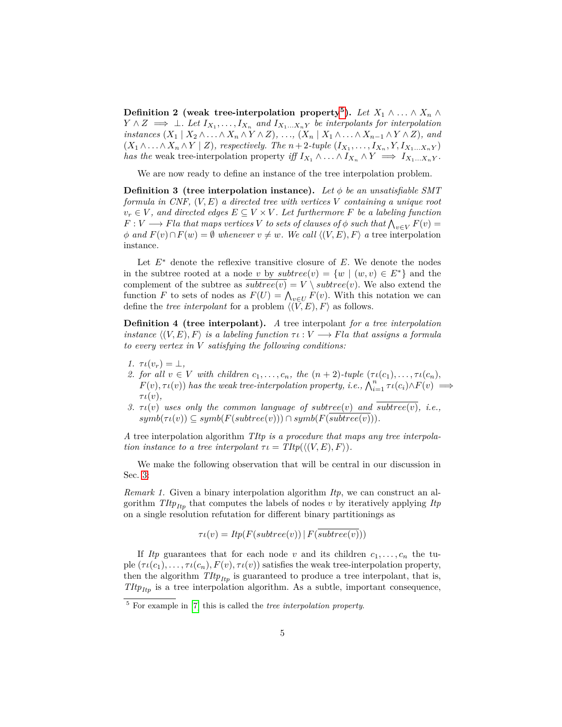**Definition 2 (weak tree-interpolation property[5]).** *Let $X_1 \wedge \ldots \wedge X_n \wedge Y \wedge Z \implies \bot$. Let $I_{X_1}, \ldots, I_{X_n}$ and $I_{X_1 \ldots X_n Y}$ be interpolants for interpolation instances $(X_1 \mid X_2 \wedge \ldots \wedge X_n \wedge Y \wedge Z)$, ..., $(X_n \mid X_1 \wedge \ldots \wedge X_{n-1} \wedge Y \wedge Z)$, and $(X_1 \wedge \ldots \wedge X_n \wedge Y \mid Z)$, respectively. The $n+2$-tuple $(I_{X_1}, \ldots, I_{X_n}, Y, I_{X_1 \ldots X_n Y})$ has the* weak tree-interpolation property *iff $I_{X_1} \wedge \ldots \wedge I_{X_n} \wedge Y \implies I_{X_1 \ldots X_n Y}$.*

We are now ready to define an instance of the tree interpolation problem.

**Definition 3 (tree interpolation instance).** *Let $\phi$ be an unsatisfiable SMT formula in CNF, $(V, E)$ a directed tree with vertices $V$ containing a unique root $v_r \in V$, and directed edges $E \subseteq V \times V$. Let furthermore $F$ be a labeling function $F : V \longrightarrow Fla$ that maps vertices $V$ to sets of clauses of $\phi$ such that $\bigwedge_{v \in V} F(v) = \phi$ and $F(v) \cap F(w) = \emptyset$ whenever $v \neq w$. We call $\langle (V, E), F \rangle$ a* tree interpolation instance*.*

Let $E^*$ denote the reflexive transitive closure of $E$. We denote the nodes in the subtree rooted at a node $v$ by $\underline{subtree}(v) = \{w \mid (w, v) \in E^*\}$ and the complement of the subtree as $\overline{subtree(v)} = V \setminus subtree(v)$. We also extend the function $F$ to sets of nodes as $F(U) = \bigwedge_{v \in U} F(v)$. With this notation we can define the *tree interpolant* for a problem $\langle (V, E), F \rangle$ as follows.

**Definition 4 (tree interpolant).** *A* tree interpolant *for a tree interpolation instance $\langle (V, E), F \rangle$ is a labeling function $\tau\iota : V \longrightarrow Fla$ that assigns a formula to every vertex in $V$ satisfying the following conditions:*

1. *$\tau\iota(v_r) = \bot$,*
2. *for all $v \in V$ with children $c_1, \ldots, c_n$, the $(n+2)$-tuple $(\tau\iota(c_1), \ldots, \tau\iota(c_n), F(v), \tau\iota(v))$ has the weak tree-interpolation property, i.e., $\bigwedge_{i=1}^{n} \tau\iota(c_i) \wedge F(v) \implies \tau\iota(v)$,*
3. *$\tau\iota(v)$ uses only the common language of $subtree(v)$ and $\overline{subtree(v)}$, i.e., $symb(\tau\iota(v)) \subseteq symb(F(subtree(v))) \cap symb(F(\overline{subtree(v)}))$.*

*A* tree interpolation algorithm *TItp is a procedure that maps any tree interpolation instance to a tree interpolant $\tau\iota = TItp(\langle (V, E), F \rangle)$.*

We make the following observation that will be central in our discussion in Sec. 3:

*Remark 1.* Given a binary interpolation algorithm *Itp*, we can construct an algorithm $TItp_{Itp}$ that computes the labels of nodes $v$ by iteratively applying *Itp* on a single resolution refutation for different binary partitionings as

$$\tau\iota(v) = Itp(F(subtree(v)) \mid F(\overline{subtree(v)}))$$

If *Itp* guarantees that for each node $v$ and its children $c_1, \ldots, c_n$ the tuple $(\tau\iota(c_1), \ldots, \tau\iota(c_n), F(v), \tau\iota(v))$ satisfies the weak tree-interpolation property, then the algorithm $TItp_{Itp}$ is guaranteed to produce a tree interpolant, that is, $TItp_{Itp}$ is a tree interpolation algorithm. As a subtle, important consequence,

[5] For example in [7] this is called the *tree interpolation property*.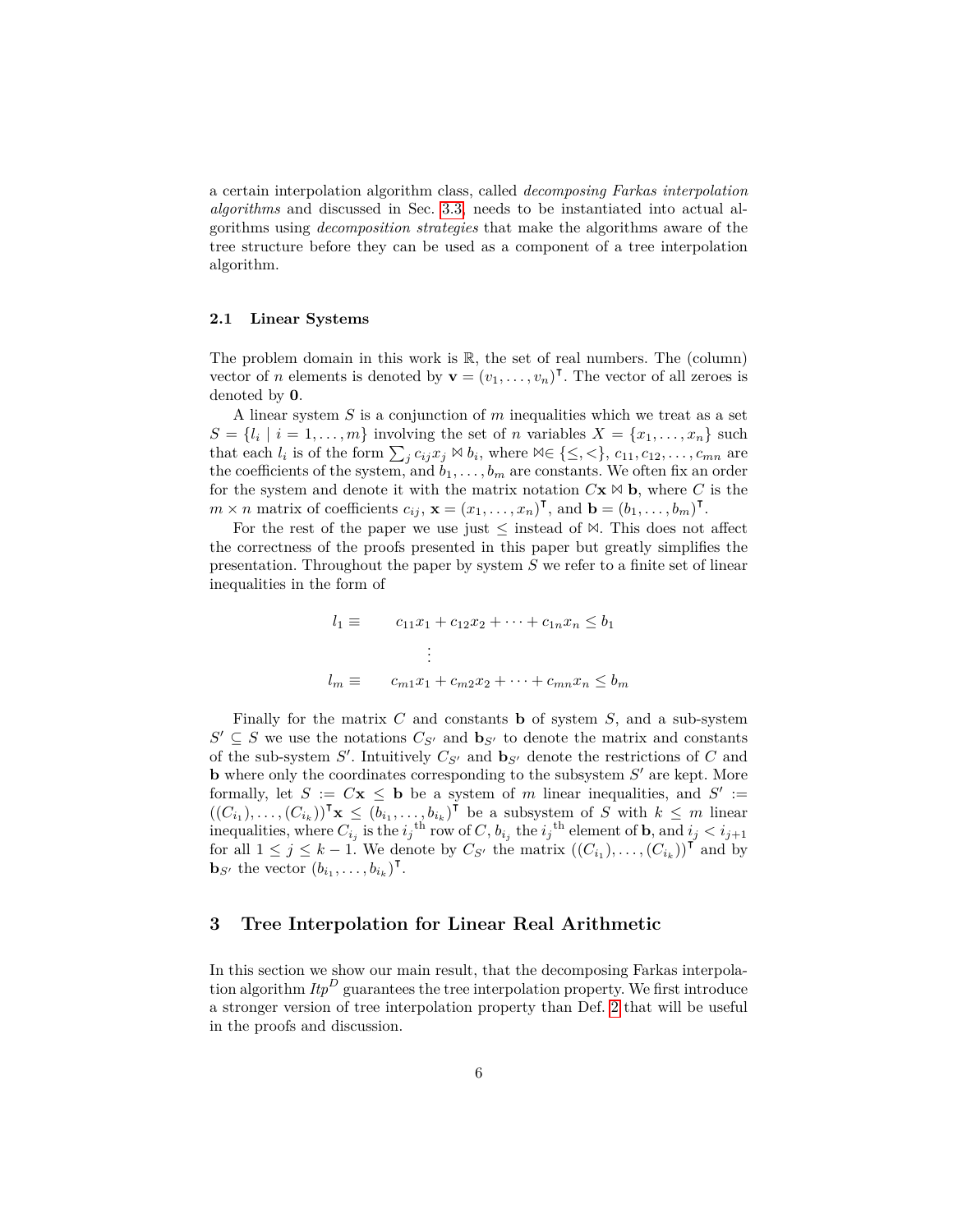a certain interpolation algorithm class, called *decomposing Farkas interpolation algorithms* and discussed in Sec. 3.3, needs to be instantiated into actual algorithms using *decomposition strategies* that make the algorithms aware of the tree structure before they can be used as a component of a tree interpolation algorithm.

### 2.1 Linear Systems

The problem domain in this work is $\mathbb{R}$, the set of real numbers. The (column) vector of $n$ elements is denoted by $\mathbf{v} = (v_1, \ldots, v_n)^\intercal$. The vector of all zeroes is denoted by $\mathbf{0}$.

A linear system $S$ is a conjunction of $m$ inequalities which we treat as a set $S = \{l_i \mid i = 1, \ldots, m\}$ involving the set of $n$ variables $X = \{x_1, \ldots, x_n\}$ such that each $l_i$ is of the form $\sum_j c_{ij} x_j \bowtie b_i$, where $\bowtie \in \{\leq, <\}$, $c_{11}, c_{12}, \ldots, c_{mn}$ are the coefficients of the system, and $b_1, \ldots, b_m$ are constants. We often fix an order for the system and denote it with the matrix notation $C\mathbf{x} \bowtie \mathbf{b}$, where $C$ is the $m \times n$ matrix of coefficients $c_{ij}$, $\mathbf{x} = (x_1, \ldots, x_n)^\intercal$, and $\mathbf{b} = (b_1, \ldots, b_m)^\intercal$.

For the rest of the paper we use just $\leq$ instead of $\bowtie$. This does not affect the correctness of the proofs presented in this paper but greatly simplifies the presentation. Throughout the paper by system $S$ we refer to a finite set of linear inequalities in the form of

$$
\begin{aligned}
l_1 \equiv \qquad & c_{11}x_1 + c_{12}x_2 + \cdots + c_{1n}x_n \leq b_1 \\
& \qquad \vdots \\
l_m \equiv \qquad & c_{m1}x_1 + c_{m2}x_2 + \cdots + c_{mn}x_n \leq b_m
\end{aligned}
$$

Finally for the matrix $C$ and constants $\mathbf{b}$ of system $S$, and a sub-system $S' \subseteq S$ we use the notations $C_{S'}$ and $\mathbf{b}_{S'}$ to denote the matrix and constants of the sub-system $S'$. Intuitively $C_{S'}$ and $\mathbf{b}_{S'}$ denote the restrictions of $C$ and $\mathbf{b}$ where only the coordinates corresponding to the subsystem $S'$ are kept. More formally, let $S := C\mathbf{x} \leq \mathbf{b}$ be a system of $m$ linear inequalities, and $S' := ((C_{i_1}), \ldots, (C_{i_k}))^\intercal \mathbf{x} \leq (b_{i_1}, \ldots, b_{i_k})^\intercal$ be a subsystem of $S$ with $k \leq m$ linear inequalities, where $C_{i_j}$ is the ${i_j}^{\text{th}}$ row of $C$, $b_{i_j}$ the ${i_j}^{\text{th}}$ element of $\mathbf{b}$, and $i_j < i_{j+1}$ for all $1 \leq j \leq k-1$. We denote by $C_{S'}$ the matrix $((C_{i_1}), \ldots, (C_{i_k}))^\intercal$ and by $\mathbf{b}_{S'}$ the vector $(b_{i_1}, \ldots, b_{i_k})^\intercal$.

## 3 Tree Interpolation for Linear Real Arithmetic

In this section we show our main result, that the decomposing Farkas interpolation algorithm $Itp^D$ guarantees the tree interpolation property. We first introduce a stronger version of tree interpolation property than Def. 2 that will be useful in the proofs and discussion.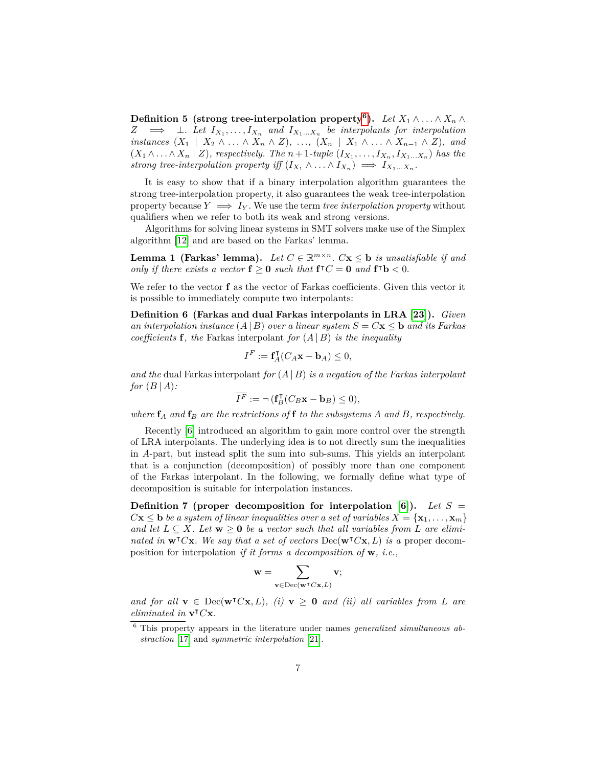**Definition 5 (strong tree-interpolation property[6]).** *Let $X_1 \wedge \ldots \wedge X_n \wedge Z \implies \bot$. Let $I_{X_1}, \ldots, I_{X_n}$ and $I_{X_1 \ldots X_n}$ be interpolants for interpolation instances $(X_1 \mid X_2 \wedge \ldots \wedge X_n \wedge Z)$, $\ldots$, $(X_n \mid X_1 \wedge \ldots \wedge X_{n-1} \wedge Z)$, and $(X_1 \wedge \ldots \wedge X_n \mid Z)$, respectively. The $n+1$-tuple $(I_{X_1}, \ldots, I_{X_n}, I_{X_1 \ldots X_n})$ has the strong tree-interpolation property iff $(I_{X_1} \wedge \ldots \wedge I_{X_n}) \implies I_{X_1 \ldots X_n}$.*

It is easy to show that if a binary interpolation algorithm guarantees the strong tree-interpolation property, it also guarantees the weak tree-interpolation property because $Y \implies I_Y$. We use the term *tree interpolation property* without qualifiers when we refer to both its weak and strong versions.

Algorithms for solving linear systems in SMT solvers make use of the Simplex algorithm [12] and are based on the Farkas' lemma.

**Lemma 1 (Farkas' lemma).** *Let $C \in \mathbb{R}^{m \times n}$. $C\mathbf{x} \leq \mathbf{b}$ is unsatisfiable if and only if there exists a vector $\mathbf{f} \geq \mathbf{0}$ such that $\mathbf{f}^\intercal C = \mathbf{0}$ and $\mathbf{f}^\intercal \mathbf{b} < 0$.*

We refer to the vector $\mathbf{f}$ as the vector of Farkas coefficients. Given this vector it is possible to immediately compute two interpolants:

**Definition 6 (Farkas and dual Farkas interpolants in LRA [23]).** *Given an interpolation instance $(A \,|\, B)$ over a linear system $S = C\mathbf{x} \leq \mathbf{b}$ and its Farkas coefficients $\mathbf{f}$, the* Farkas interpolant *for $(A \,|\, B)$ is the inequality*

$$I^F := \mathbf{f}_A^\intercal (C_A \mathbf{x} - \mathbf{b}_A) \leq 0,$$

*and the* dual Farkas interpolant *for $(A \,|\, B)$ is a negation of the Farkas interpolant for $(B \,|\, A)$:*

$$\overline{I^F} := \neg (\mathbf{f}_B^\intercal (C_B \mathbf{x} - \mathbf{b}_B) \leq 0),$$

*where $\mathbf{f}_A$ and $\mathbf{f}_B$ are the restrictions of $\mathbf{f}$ to the subsystems $A$ and $B$, respectively.*

Recently [6] introduced an algorithm to gain more control over the strength of LRA interpolants. The underlying idea is to not directly sum the inequalities in $A$-part, but instead split the sum into sub-sums. This yields an interpolant that is a conjunction (decomposition) of possibly more than one component of the Farkas interpolant. In the following, we formally define what type of decomposition is suitable for interpolation instances.

**Definition 7 (proper decomposition for interpolation [6]).** *Let $S = C\mathbf{x} \leq \mathbf{b}$ be a system of linear inequalities over a set of variables $X = \{\mathbf{x}_1, \ldots, \mathbf{x}_m\}$ and let $L \subseteq X$. Let $\mathbf{w} \geq \mathbf{0}$ be a vector such that all variables from $L$ are eliminated in $\mathbf{w}^\intercal C\mathbf{x}$. We say that a set of vectors $\mathrm{Dec}(\mathbf{w}^\intercal C\mathbf{x}, L)$ is a* proper decomposition for interpolation *if it forms a decomposition of $\mathbf{w}$, i.e.,*

$$\mathbf{w} = \sum_{\mathbf{v} \in \mathrm{Dec}(\mathbf{w}^\intercal C\mathbf{x}, L)} \mathbf{v};$$

*and for all $\mathbf{v} \in \mathrm{Dec}(\mathbf{w}^\intercal C\mathbf{x}, L)$, (i) $\mathbf{v} \geq \mathbf{0}$ and (ii) all variables from $L$ are eliminated in $\mathbf{v}^\intercal C\mathbf{x}$.*

---

[6] This property appears in the literature under names *generalized simultaneous abstraction* [17] and *symmetric interpolation* [21].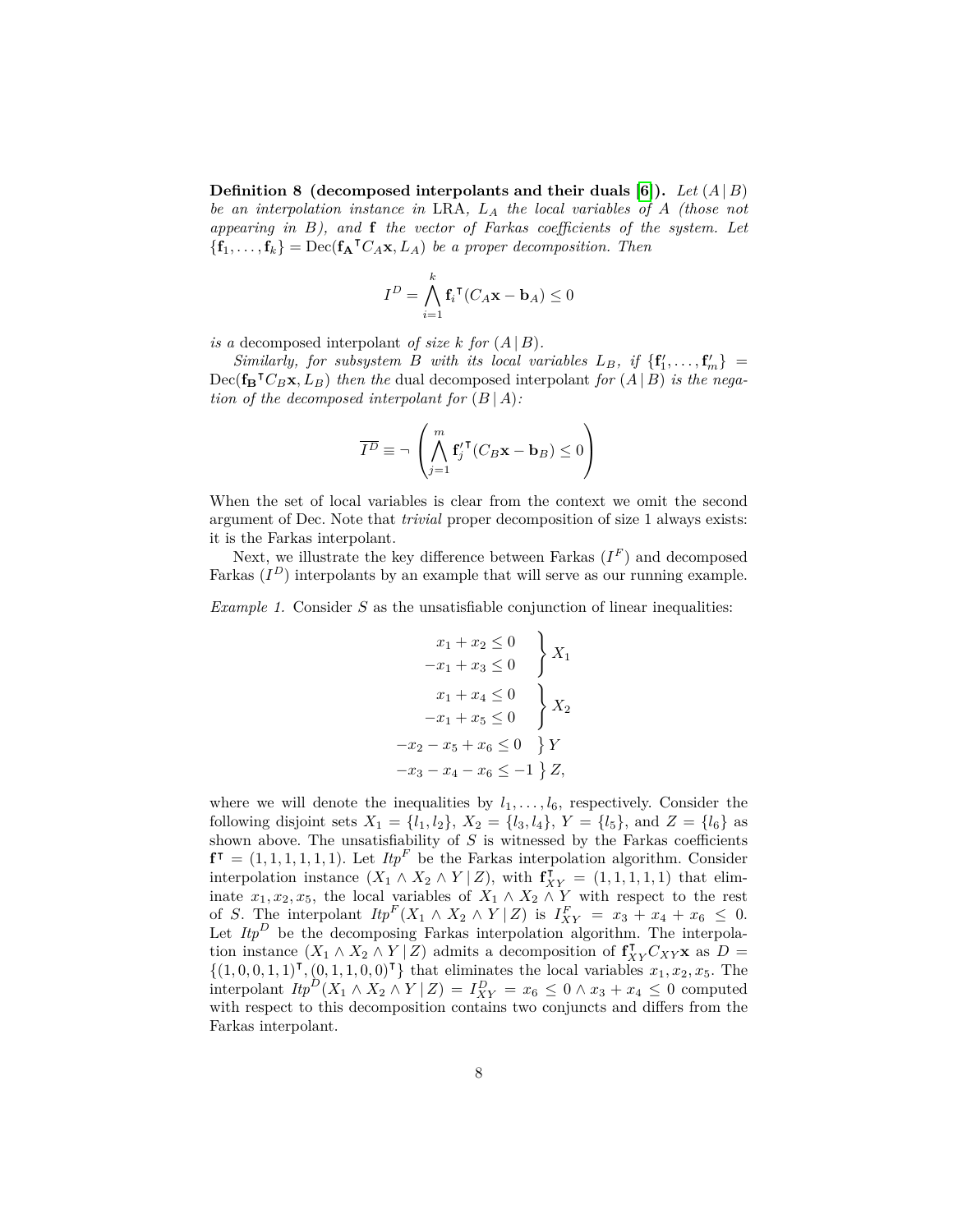**Definition 8 (decomposed interpolants and their duals [6]).** *Let $(A \,|\, B)$ be an interpolation instance in LRA, $L_A$ the local variables of $A$ (those not appearing in $B$), and $\mathbf{f}$ the vector of Farkas coefficients of the system. Let $\{\mathbf{f}_1, \ldots, \mathbf{f}_k\} = \mathrm{Dec}(\mathbf{f_A}^\intercal C_A \mathbf{x}, L_A)$ be a proper decomposition. Then*

$$I^D = \bigwedge_{i=1}^{k} \mathbf{f}_i{}^\intercal (C_A \mathbf{x} - \mathbf{b}_A) \leq 0$$

*is a* decomposed interpolant *of size $k$ for $(A \,|\, B)$.*

*Similarly, for subsystem $B$ with its local variables $L_B$, if $\{\mathbf{f}'_1, \ldots, \mathbf{f}'_m\} = \mathrm{Dec}(\mathbf{f_B}^\intercal C_B \mathbf{x}, L_B)$ then the* dual decomposed interpolant *for $(A \,|\, B)$ is the negation of the decomposed interpolant for $(B \,|\, A)$:*

$$\overline{I^D} \equiv \neg \left( \bigwedge_{j=1}^{m} \mathbf{f}'_j{}^\intercal (C_B \mathbf{x} - \mathbf{b}_B) \leq 0 \right)$$

When the set of local variables is clear from the context we omit the second argument of Dec. Note that *trivial* proper decomposition of size 1 always exists: it is the Farkas interpolant.

Next, we illustrate the key difference between Farkas ($I^F$) and decomposed Farkas ($I^D$) interpolants by an example that will serve as our running example.

*Example 1.* Consider $S$ as the unsatisfiable conjunction of linear inequalities:

$$\left.\begin{aligned} x_1 + x_2 &\leq 0 \\ -x_1 + x_3 &\leq 0 \end{aligned}\right\} X_1$$

$$\left.\begin{aligned} x_1 + x_4 &\leq 0 \\ -x_1 + x_5 &\leq 0 \end{aligned}\right\} X_2$$

$$-x_2 - x_5 + x_6 \leq 0 \;\} Y$$

$$-x_3 - x_4 - x_6 \leq -1 \;\} Z,$$

where we will denote the inequalities by $l_1, \ldots, l_6$, respectively. Consider the following disjoint sets $X_1 = \{l_1, l_2\}$, $X_2 = \{l_3, l_4\}$, $Y = \{l_5\}$, and $Z = \{l_6\}$ as shown above. The unsatisfiability of $S$ is witnessed by the Farkas coefficients $\mathbf{f}^\intercal = (1, 1, 1, 1, 1, 1)$. Let $\mathit{Itp}^F$ be the Farkas interpolation algorithm. Consider interpolation instance $(X_1 \wedge X_2 \wedge Y \,|\, Z)$, with $\mathbf{f}_{XY}^\intercal = (1, 1, 1, 1, 1)$ that eliminate $x_1, x_2, x_5$, the local variables of $X_1 \wedge X_2 \wedge Y$ with respect to the rest of $S$. The interpolant $\mathit{Itp}^F(X_1 \wedge X_2 \wedge Y \,|\, Z)$ is $I^F_{XY} = x_3 + x_4 + x_6 \leq 0$. Let $\mathit{Itp}^D$ be the decomposing Farkas interpolation algorithm. The interpolation instance $(X_1 \wedge X_2 \wedge Y \,|\, Z)$ admits a decomposition of $\mathbf{f}_{XY}^\intercal C_{XY} \mathbf{x}$ as $D = \{(1, 0, 0, 1, 1)^\intercal, (0, 1, 1, 0, 0)^\intercal\}$ that eliminates the local variables $x_1, x_2, x_5$. The interpolant $\mathit{Itp}^D(X_1 \wedge X_2 \wedge Y \,|\, Z) = I^D_{XY} = x_6 \leq 0 \wedge x_3 + x_4 \leq 0$ computed with respect to this decomposition contains two conjuncts and differs from the Farkas interpolant.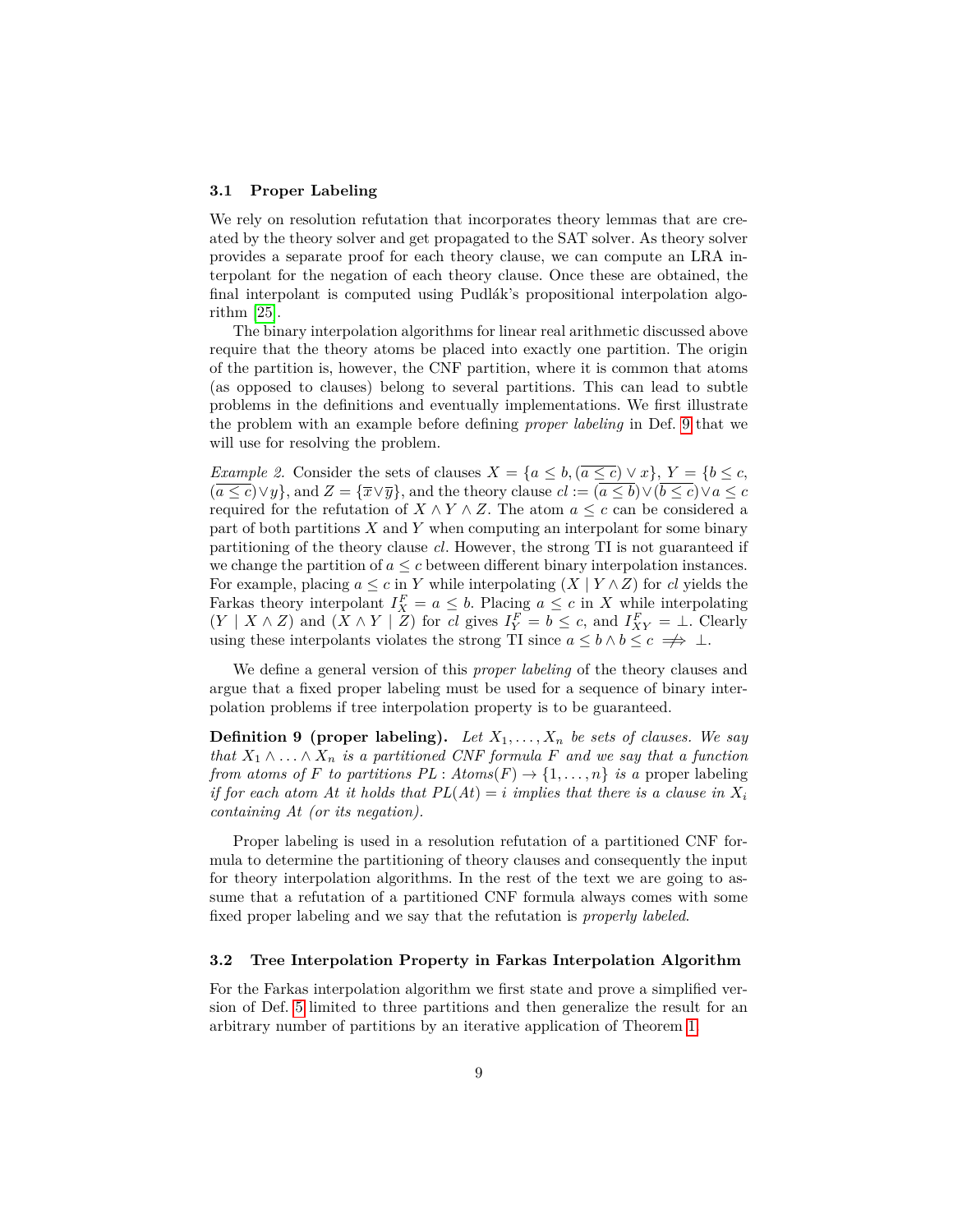### 3.1 Proper Labeling

We rely on resolution refutation that incorporates theory lemmas that are created by the theory solver and get propagated to the SAT solver. As theory solver provides a separate proof for each theory clause, we can compute an LRA interpolant for the negation of each theory clause. Once these are obtained, the final interpolant is computed using Pudlák's propositional interpolation algorithm [25].

The binary interpolation algorithms for linear real arithmetic discussed above require that the theory atoms be placed into exactly one partition. The origin of the partition is, however, the CNF partition, where it is common that atoms (as opposed to clauses) belong to several partitions. This can lead to subtle problems in the definitions and eventually implementations. We first illustrate the problem with an example before defining *proper labeling* in Def. 9 that we will use for resolving the problem.

*Example 2.* Consider the sets of clauses $X = \{a \leq b, (\overline{a \leq c}) \vee x\}$, $Y = \{b \leq c, (\overline{a \leq c}) \vee y\}$, and $Z = \{\overline{x} \vee \overline{y}\}$, and the theory clause $cl := (\overline{a \leq b}) \vee (\overline{b \leq c}) \vee a \leq c$ required for the refutation of $X \wedge Y \wedge Z$. The atom $a \leq c$ can be considered a part of both partitions $X$ and $Y$ when computing an interpolant for some binary partitioning of the theory clause $cl$. However, the strong TI is not guaranteed if we change the partition of $a \leq c$ between different binary interpolation instances. For example, placing $a \leq c$ in $Y$ while interpolating $(X \mid Y \wedge Z)$ for $cl$ yields the Farkas theory interpolant $I^F_X = a \leq b$. Placing $a \leq c$ in $X$ while interpolating $(Y \mid X \wedge Z)$ and $(X \wedge Y \mid Z)$ for $cl$ gives $I^F_Y = b \leq c$, and $I^F_{XY} = \bot$. Clearly using these interpolants violates the strong TI since $a \leq b \wedge b \leq c \not\Rightarrow \bot$.

We define a general version of this *proper labeling* of the theory clauses and argue that a fixed proper labeling must be used for a sequence of binary interpolation problems if tree interpolation property is to be guaranteed.

**Definition 9 (proper labeling).** *Let $X_1, \ldots, X_n$ be sets of clauses. We say that $X_1 \wedge \ldots \wedge X_n$ is a partitioned CNF formula $F$ and we say that a function from atoms of $F$ to partitions $PL : Atoms(F) \to \{1, \ldots, n\}$ is a* proper labeling *if for each atom $At$ it holds that $PL(At) = i$ implies that there is a clause in $X_i$ containing $At$ (or its negation).*

Proper labeling is used in a resolution refutation of a partitioned CNF formula to determine the partitioning of theory clauses and consequently the input for theory interpolation algorithms. In the rest of the text we are going to assume that a refutation of a partitioned CNF formula always comes with some fixed proper labeling and we say that the refutation is *properly labeled*.

### 3.2 Tree Interpolation Property in Farkas Interpolation Algorithm

For the Farkas interpolation algorithm we first state and prove a simplified version of Def. 5 limited to three partitions and then generalize the result for an arbitrary number of partitions by an iterative application of Theorem 1.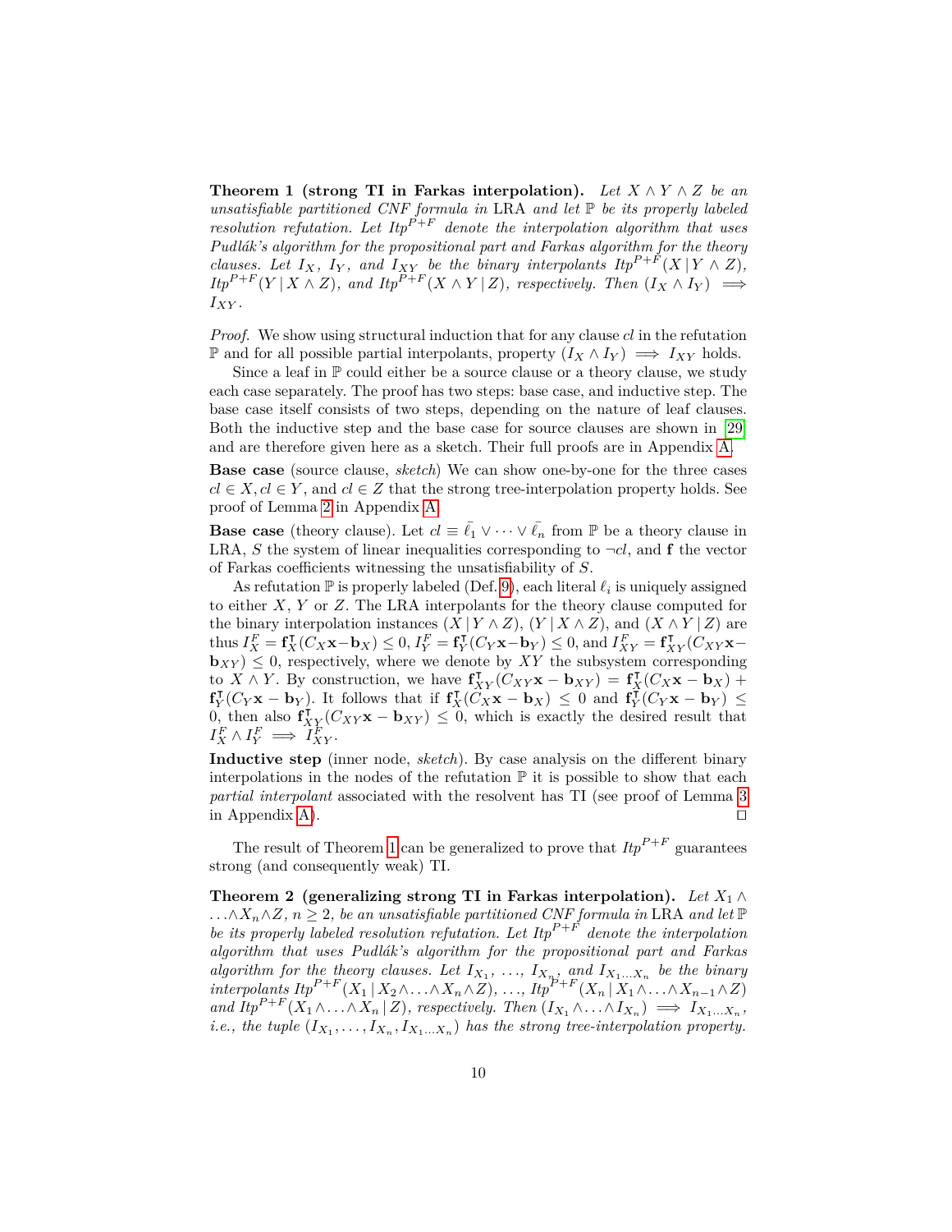**Theorem 1 (strong TI in Farkas interpolation).** *Let $X \wedge Y \wedge Z$ be an unsatisfiable partitioned CNF formula in* LRA *and let $\mathbb{P}$ be its properly labeled resolution refutation. Let $Itp^{P+F}$ denote the interpolation algorithm that uses Pudlák's algorithm for the propositional part and Farkas algorithm for the theory clauses. Let $I_X$, $I_Y$, and $I_{XY}$ be the binary interpolants $Itp^{P+F}(X \mid Y \wedge Z)$, $Itp^{P+F}(Y \mid X \wedge Z)$, and $Itp^{P+F}(X \wedge Y \mid Z)$, respectively. Then $(I_X \wedge I_Y) \implies I_{XY}$.*

*Proof.* We show using structural induction that for any clause $cl$ in the refutation $\mathbb{P}$ and for all possible partial interpolants, property $(I_X \wedge I_Y) \implies I_{XY}$ holds.

Since a leaf in $\mathbb{P}$ could either be a source clause or a theory clause, we study each case separately. The proof has two steps: base case, and inductive step. The base case itself consists of two steps, depending on the nature of leaf clauses. Both the inductive step and the base case for source clauses are shown in [29] and are therefore given here as a sketch. Their full proofs are in Appendix A.

**Base case** (source clause, *sketch*) We can show one-by-one for the three cases $cl \in X, cl \in Y$, and $cl \in Z$ that the strong tree-interpolation property holds. See proof of Lemma 2 in Appendix A.

**Base case** (theory clause). Let $cl \equiv \bar{\ell_1} \vee \cdots \vee \bar{\ell_n}$ from $\mathbb{P}$ be a theory clause in LRA, $S$ the system of linear inequalities corresponding to $\neg cl$, and $\mathbf{f}$ the vector of Farkas coefficients witnessing the unsatisfiability of $S$.

As refutation $\mathbb{P}$ is properly labeled (Def. 9), each literal $\ell_i$ is uniquely assigned to either $X$, $Y$ or $Z$. The LRA interpolants for the theory clause computed for the binary interpolation instances $(X \mid Y \wedge Z)$, $(Y \mid X \wedge Z)$, and $(X \wedge Y \mid Z)$ are thus $I_X^F = \mathbf{f}_X^\intercal(C_X\mathbf{x} - \mathbf{b}_X) \leq 0$, $I_Y^F = \mathbf{f}_Y^\intercal(C_Y\mathbf{x} - \mathbf{b}_Y) \leq 0$, and $I_{XY}^F = \mathbf{f}_{XY}^\intercal(C_{XY}\mathbf{x} - \mathbf{b}_{XY}) \leq 0$, respectively, where we denote by $XY$ the subsystem corresponding to $X \wedge Y$. By construction, we have $\mathbf{f}_{XY}^\intercal(C_{XY}\mathbf{x} - \mathbf{b}_{XY}) = \mathbf{f}_X^\intercal(C_X\mathbf{x} - \mathbf{b}_X) + \mathbf{f}_Y^\intercal(C_Y\mathbf{x} - \mathbf{b}_Y)$. It follows that if $\mathbf{f}_X^\intercal(C_X\mathbf{x} - \mathbf{b}_X) \leq 0$ and $\mathbf{f}_Y^\intercal(C_Y\mathbf{x} - \mathbf{b}_Y) \leq 0$, then also $\mathbf{f}_{XY}^\intercal(C_{XY}\mathbf{x} - \mathbf{b}_{XY}) \leq 0$, which is exactly the desired result that $I_X^F \wedge I_Y^F \implies I_{XY}^F$.

**Inductive step** (inner node, *sketch*). By case analysis on the different binary interpolations in the nodes of the refutation $\mathbb{P}$ it is possible to show that each *partial interpolant* associated with the resolvent has TI (see proof of Lemma 3 in Appendix A). ◻

The result of Theorem 1 can be generalized to prove that $Itp^{P+F}$ guarantees strong (and consequently weak) TI.

**Theorem 2 (generalizing strong TI in Farkas interpolation).** *Let $X_1 \wedge \ldots \wedge X_n \wedge Z$, $n \geq 2$, be an unsatisfiable partitioned CNF formula in* LRA *and let $\mathbb{P}$ be its properly labeled resolution refutation. Let $Itp^{P+F}$ denote the interpolation algorithm that uses Pudlák's algorithm for the propositional part and Farkas algorithm for the theory clauses. Let $I_{X_1}$, ..., $I_{X_n}$, and $I_{X_1 \ldots X_n}$ be the binary interpolants $Itp^{P+F}(X_1 \mid X_2 \wedge \ldots \wedge X_n \wedge Z)$, ..., $Itp^{P+F}(X_n \mid X_1 \wedge \ldots \wedge X_{n-1} \wedge Z)$ and $Itp^{P+F}(X_1 \wedge \ldots \wedge X_n \mid Z)$, respectively. Then $(I_{X_1} \wedge \ldots \wedge I_{X_n}) \implies I_{X_1 \ldots X_n}$, i.e., the tuple $(I_{X_1}, \ldots, I_{X_n}, I_{X_1 \ldots X_n})$ has the strong tree-interpolation property.*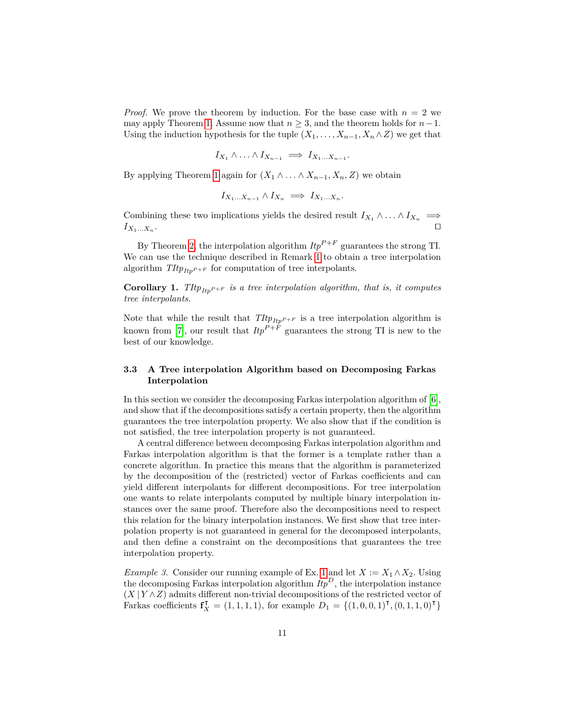*Proof.* We prove the theorem by induction. For the base case with $n = 2$ we may apply Theorem 1. Assume now that $n \geq 3$, and the theorem holds for $n-1$. Using the induction hypothesis for the tuple $(X_1, \ldots, X_{n-1}, X_n \wedge Z)$ we get that

$$I_{X_1} \wedge \ldots \wedge I_{X_{n-1}} \implies I_{X_1 \ldots X_{n-1}}.$$

By applying Theorem 1 again for $(X_1 \wedge \ldots \wedge X_{n-1}, X_n, Z)$ we obtain

$$I_{X_1 \ldots X_{n-1}} \wedge I_{X_n} \implies I_{X_1 \ldots X_n}.$$

Combining these two implications yields the desired result $I_{X_1} \wedge \ldots \wedge I_{X_n} \implies I_{X_1 \ldots X_n}$. □

By Theorem 2, the interpolation algorithm $\mathit{Itp}^{P+F}$ guarantees the strong TI. We can use the technique described in Remark 1 to obtain a tree interpolation algorithm $\mathit{TItp}_{\mathit{Itp}^{P+F}}$ for computation of tree interpolants.

**Corollary 1.** *$\mathit{TItp}_{\mathit{Itp}^{P+F}}$ is a tree interpolation algorithm, that is, it computes tree interpolants.*

Note that while the result that $\mathit{TItp}_{\mathit{Itp}^{P+F}}$ is a tree interpolation algorithm is known from [7], our result that $\mathit{Itp}^{P+F}$ guarantees the strong TI is new to the best of our knowledge.

### 3.3 A Tree interpolation Algorithm based on Decomposing Farkas Interpolation

In this section we consider the decomposing Farkas interpolation algorithm of [6], and show that if the decompositions satisfy a certain property, then the algorithm guarantees the tree interpolation property. We also show that if the condition is not satisfied, the tree interpolation property is not guaranteed.

A central difference between decomposing Farkas interpolation algorithm and Farkas interpolation algorithm is that the former is a template rather than a concrete algorithm. In practice this means that the algorithm is parameterized by the decomposition of the (restricted) vector of Farkas coefficients and can yield different interpolants for different decompositions. For tree interpolation one wants to relate interpolants computed by multiple binary interpolation instances over the same proof. Therefore also the decompositions need to respect this relation for the binary interpolation instances. We first show that tree interpolation property is not guaranteed in general for the decomposed interpolants, and then define a constraint on the decompositions that guarantees the tree interpolation property.

*Example 3.* Consider our running example of Ex. 1 and let $X := X_1 \wedge X_2$. Using the decomposing Farkas interpolation algorithm $\mathit{Itp}^{D}$, the interpolation instance $(X \,|\, Y \wedge Z)$ admits different non-trivial decompositions of the restricted vector of Farkas coefficients $\mathbf{f}_X^{\intercal} = (1, 1, 1, 1)$, for example $D_1 = \{(1, 0, 0, 1)^{\intercal}, (0, 1, 1, 0)^{\intercal}\}$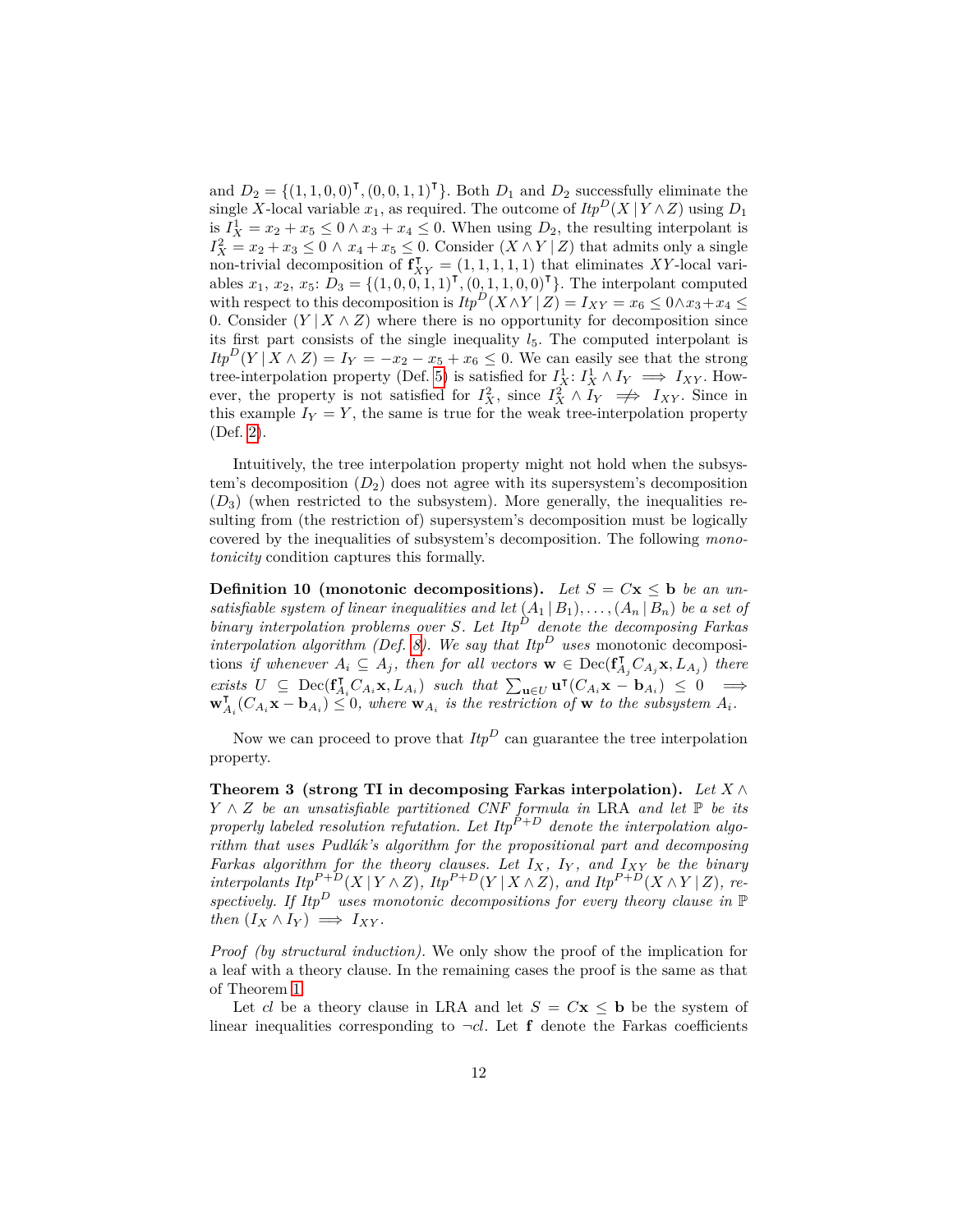and $D_2 = \{(1,1,0,0)^\intercal, (0,0,1,1)^\intercal\}$. Both $D_1$ and $D_2$ successfully eliminate the single $X$-local variable $x_1$, as required. The outcome of $Itp^D(X \mid Y \wedge Z)$ using $D_1$ is $I_X^1 = x_2 + x_5 \leq 0 \wedge x_3 + x_4 \leq 0$. When using $D_2$, the resulting interpolant is $I_X^2 = x_2 + x_3 \leq 0 \wedge x_4 + x_5 \leq 0$. Consider $(X \wedge Y \mid Z)$ that admits only a single non-trivial decomposition of $\mathbf{f}_{XY}^\intercal = (1,1,1,1,1)$ that eliminates $XY$-local variables $x_1$, $x_2$, $x_5$: $D_3 = \{(1,0,0,1,1)^\intercal, (0,1,1,0,0)^\intercal\}$. The interpolant computed with respect to this decomposition is $Itp^D(X \wedge Y \mid Z) = I_{XY} = x_6 \leq 0 \wedge x_3 + x_4 \leq 0$. Consider $(Y \mid X \wedge Z)$ where there is no opportunity for decomposition since its first part consists of the single inequality $l_5$. The computed interpolant is $Itp^D(Y \mid X \wedge Z) = I_Y = -x_2 - x_5 + x_6 \leq 0$. We can easily see that the strong tree-interpolation property (Def. 5) is satisfied for $I_X^1$: $I_X^1 \wedge I_Y \implies I_{XY}$. However, the property is not satisfied for $I_X^2$, since $I_X^2 \wedge I_Y \not\Rightarrow I_{XY}$. Since in this example $I_Y = Y$, the same is true for the weak tree-interpolation property (Def. 2).

Intuitively, the tree interpolation property might not hold when the subsystem's decomposition ($D_2$) does not agree with its supersystem's decomposition ($D_3$) (when restricted to the subsystem). More generally, the inequalities resulting from (the restriction of) supersystem's decomposition must be logically covered by the inequalities of subsystem's decomposition. The following *monotonicity* condition captures this formally.

**Definition 10 (monotonic decompositions).** *Let $S = C\mathbf{x} \leq \mathbf{b}$ be an unsatisfiable system of linear inequalities and let $(A_1 \mid B_1), \ldots, (A_n \mid B_n)$ be a set of binary interpolation problems over $S$. Let $Itp^D$ denote the decomposing Farkas interpolation algorithm (Def. 8). We say that $Itp^D$ uses* monotonic decompositions *if whenever $A_i \subseteq A_j$, then for all vectors $\mathbf{w} \in \mathrm{Dec}(\mathbf{f}_{A_j}^\intercal C_{A_j}\mathbf{x}, L_{A_j})$ there exists $U \subseteq \mathrm{Dec}(\mathbf{f}_{A_i}^\intercal C_{A_i}\mathbf{x}, L_{A_i})$ such that $\sum_{\mathbf{u} \in U} \mathbf{u}^\intercal (C_{A_i}\mathbf{x} - \mathbf{b}_{A_i}) \leq 0 \implies \mathbf{w}_{A_i}^\intercal (C_{A_i}\mathbf{x} - \mathbf{b}_{A_i}) \leq 0$, where $\mathbf{w}_{A_i}$ is the restriction of $\mathbf{w}$ to the subsystem $A_i$.*

Now we can proceed to prove that $Itp^D$ can guarantee the tree interpolation property.

**Theorem 3 (strong TI in decomposing Farkas interpolation).** *Let $X \wedge Y \wedge Z$ be an unsatisfiable partitioned CNF formula in* LRA *and let $\mathbb{P}$ be its properly labeled resolution refutation. Let $Itp^{P+D}$ denote the interpolation algorithm that uses Pudlák's algorithm for the propositional part and decomposing Farkas algorithm for the theory clauses. Let $I_X$, $I_Y$, and $I_{XY}$ be the binary interpolants $Itp^{P+D}(X \mid Y \wedge Z)$, $Itp^{P+D}(Y \mid X \wedge Z)$, and $Itp^{P+D}(X \wedge Y \mid Z)$, respectively. If $Itp^D$ uses monotonic decompositions for every theory clause in $\mathbb{P}$ then $(I_X \wedge I_Y) \implies I_{XY}$.*

*Proof (by structural induction).* We only show the proof of the implication for a leaf with a theory clause. In the remaining cases the proof is the same as that of Theorem 1.

Let $cl$ be a theory clause in LRA and let $S = C\mathbf{x} \leq \mathbf{b}$ be the system of linear inequalities corresponding to $\neg cl$. Let $\mathbf{f}$ denote the Farkas coefficients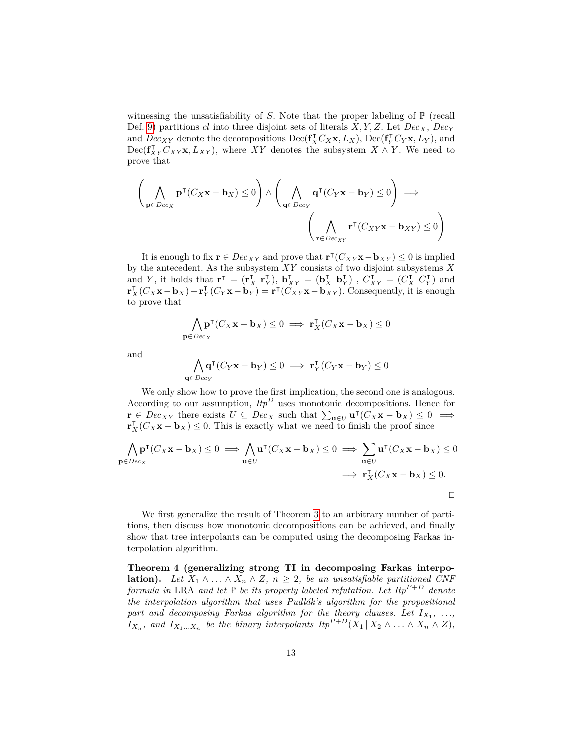witnessing the unsatisfiability of $S$. Note that the proper labeling of $\mathbb{P}$ (recall Def. 9) partitions $cl$ into three disjoint sets of literals $X, Y, Z$. Let $Dec_X$, $Dec_Y$ and $Dec_{XY}$ denote the decompositions $\mathrm{Dec}(\mathbf{f}_X^\intercal C_X \mathbf{x}, L_X)$, $\mathrm{Dec}(\mathbf{f}_Y^\intercal C_Y \mathbf{x}, L_Y)$, and $\mathrm{Dec}(\mathbf{f}_{XY}^\intercal C_{XY} \mathbf{x}, L_{XY})$, where $XY$ denotes the subsystem $X \wedge Y$. We need to prove that

$$\left( \bigwedge_{\mathbf{p} \in Dec_X} \mathbf{p}^\intercal (C_X \mathbf{x} - \mathbf{b}_X) \leq 0 \right) \wedge \left( \bigwedge_{\mathbf{q} \in Dec_Y} \mathbf{q}^\intercal (C_Y \mathbf{x} - \mathbf{b}_Y) \leq 0 \right) \implies \left( \bigwedge_{\mathbf{r} \in Dec_{XY}} \mathbf{r}^\intercal (C_{XY} \mathbf{x} - \mathbf{b}_{XY}) \leq 0 \right)$$

It is enough to fix $\mathbf{r} \in Dec_{XY}$ and prove that $\mathbf{r}^\intercal (C_{XY}\mathbf{x} - \mathbf{b}_{XY}) \leq 0$ is implied by the antecedent. As the subsystem $XY$ consists of two disjoint subsystems $X$ and $Y$, it holds that $\mathbf{r}^\intercal = (\mathbf{r}_X^\intercal \ \mathbf{r}_Y^\intercal)$, $\mathbf{b}_{XY}^\intercal = (\mathbf{b}_X^\intercal \ \mathbf{b}_Y^\intercal)$ , $C_{XY}^\intercal = (C_X^\intercal \ C_Y^\intercal)$ and $\mathbf{r}_X^\intercal (C_X \mathbf{x} - \mathbf{b}_X) + \mathbf{r}_Y^\intercal (C_Y \mathbf{x} - \mathbf{b}_Y) = \mathbf{r}^\intercal (C_{XY} \mathbf{x} - \mathbf{b}_{XY})$. Consequently, it is enough to prove that

$$\bigwedge_{\mathbf{p} \in Dec_X} \mathbf{p}^\intercal (C_X \mathbf{x} - \mathbf{b}_X) \leq 0 \implies \mathbf{r}_X^\intercal (C_X \mathbf{x} - \mathbf{b}_X) \leq 0$$

and

$$\bigwedge_{\mathbf{q} \in Dec_Y} \mathbf{q}^\intercal (C_Y \mathbf{x} - \mathbf{b}_Y) \leq 0 \implies \mathbf{r}_Y^\intercal (C_Y \mathbf{x} - \mathbf{b}_Y) \leq 0$$

We only show how to prove the first implication, the second one is analogous. According to our assumption, $Itp^D$ uses monotonic decompositions. Hence for $\mathbf{r} \in Dec_{XY}$ there exists $U \subseteq Dec_X$ such that $\sum_{\mathbf{u} \in U} \mathbf{u}^\intercal (C_X \mathbf{x} - \mathbf{b}_X) \leq 0 \implies \mathbf{r}_X^\intercal (C_X \mathbf{x} - \mathbf{b}_X) \leq 0$. This is exactly what we need to finish the proof since

$$\bigwedge_{\mathbf{p} \in Dec_X} \mathbf{p}^\intercal (C_X \mathbf{x} - \mathbf{b}_X) \leq 0 \implies \bigwedge_{\mathbf{u} \in U} \mathbf{u}^\intercal (C_X \mathbf{x} - \mathbf{b}_X) \leq 0 \implies \sum_{\mathbf{u} \in U} \mathbf{u}^\intercal (C_X \mathbf{x} - \mathbf{b}_X) \leq 0 \implies \mathbf{r}_X^\intercal (C_X \mathbf{x} - \mathbf{b}_X) \leq 0.$$

□

We first generalize the result of Theorem 3 to an arbitrary number of partitions, then discuss how monotonic decompositions can be achieved, and finally show that tree interpolants can be computed using the decomposing Farkas interpolation algorithm.

**Theorem 4 (generalizing strong TI in decomposing Farkas interpolation).** *Let $X_1 \wedge \ldots \wedge X_n \wedge Z$, $n \geq 2$, be an unsatisfiable partitioned CNF formula in* LRA *and let $\mathbb{P}$ be its properly labeled refutation. Let $Itp^{P+D}$ denote the interpolation algorithm that uses Pudlák's algorithm for the propositional part and decomposing Farkas algorithm for the theory clauses. Let $I_{X_1}, \ldots, I_{X_n}$, and $I_{X_1 \ldots X_n}$ be the binary interpolants $Itp^{P+D}(X_1 \,|\, X_2 \wedge \ldots \wedge X_n \wedge Z)$,*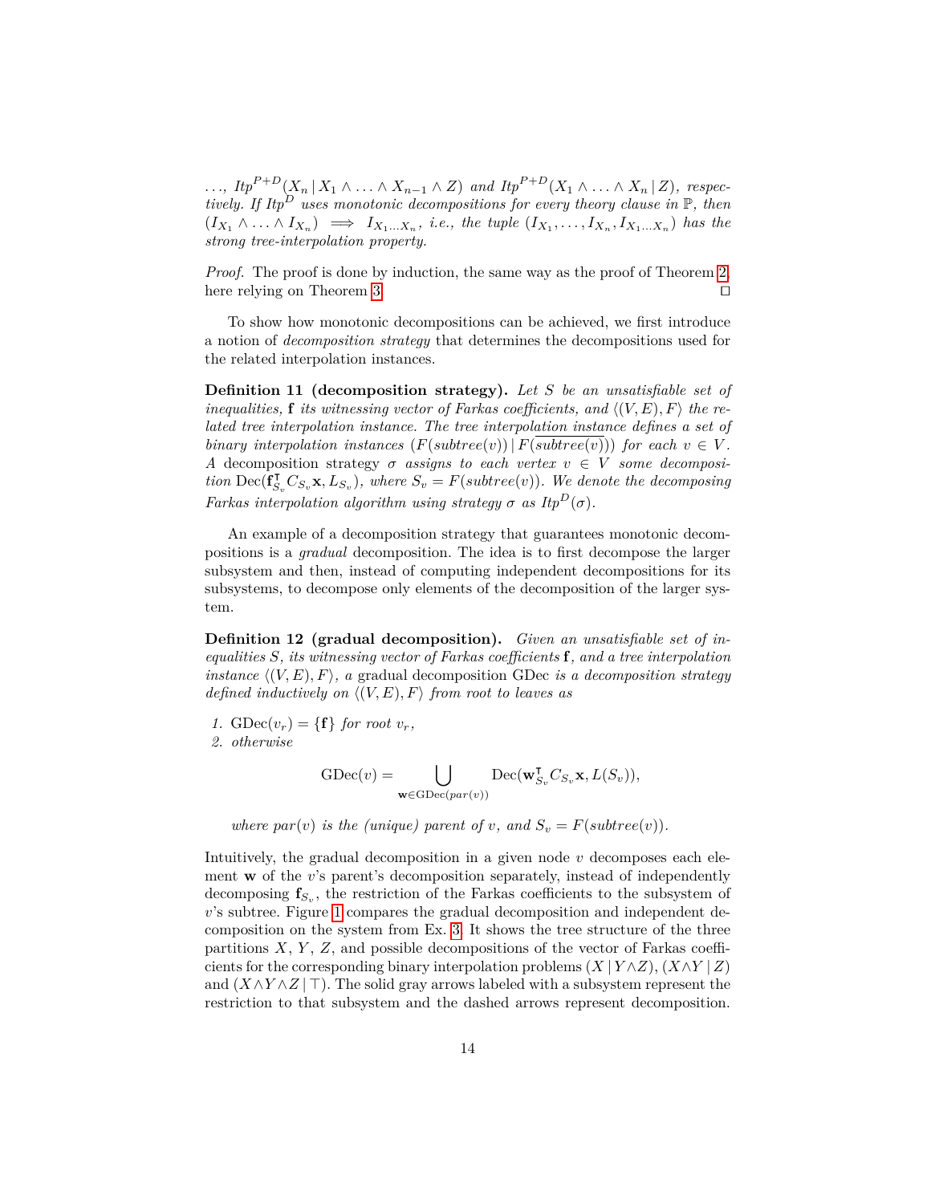..., $Itp^{P+D}(X_n \,|\, X_1 \wedge \ldots \wedge X_{n-1} \wedge Z)$ *and* $Itp^{P+D}(X_1 \wedge \ldots \wedge X_n \,|\, Z)$, *respectively. If* $Itp^D$ *uses monotonic decompositions for every theory clause in* $\mathbb{P}$, *then* $(I_{X_1} \wedge \ldots \wedge I_{X_n}) \implies I_{X_1 \ldots X_n}$, *i.e., the tuple* $(I_{X_1}, \ldots, I_{X_n}, I_{X_1 \ldots X_n})$ *has the strong tree-interpolation property.*

*Proof.* The proof is done by induction, the same way as the proof of Theorem 2, here relying on Theorem 3. ◻

To show how monotonic decompositions can be achieved, we first introduce a notion of *decomposition strategy* that determines the decompositions used for the related interpolation instances.

**Definition 11 (decomposition strategy).** *Let* $S$ *be an unsatisfiable set of inequalities,* $\mathbf{f}$ *its witnessing vector of Farkas coefficients, and* $\langle (V, E), F \rangle$ *the related tree interpolation instance. The tree interpolation instance defines a set of binary interpolation instances* $(F(subtree(v)) \,|\, F(\overline{subtree(v)}))$ *for each* $v \in V$. *A* decomposition strategy $\sigma$ *assigns to each vertex* $v \in V$ *some decomposition* $\mathrm{Dec}(\mathbf{f}_{S_v}^{\intercal} C_{S_v} \mathbf{x}, L_{S_v})$, *where* $S_v = F(subtree(v))$. *We denote the decomposing Farkas interpolation algorithm using strategy* $\sigma$ *as* $Itp^D(\sigma)$.

An example of a decomposition strategy that guarantees monotonic decompositions is a *gradual* decomposition. The idea is to first decompose the larger subsystem and then, instead of computing independent decompositions for its subsystems, to decompose only elements of the decomposition of the larger system.

**Definition 12 (gradual decomposition).** *Given an unsatisfiable set of inequalities* $S$, *its witnessing vector of Farkas coefficients* $\mathbf{f}$, *and a tree interpolation instance* $\langle (V, E), F \rangle$, *a* gradual decomposition GDec *is a decomposition strategy defined inductively on* $\langle (V, E), F \rangle$ *from root to leaves as*

1. $\mathrm{GDec}(v_r) = \{\mathbf{f}\}$ *for root* $v_r$,
2. *otherwise*

$$\mathrm{GDec}(v) = \bigcup_{\mathbf{w} \in \mathrm{GDec}(par(v))} \mathrm{Dec}(\mathbf{w}_{S_v}^{\intercal} C_{S_v} \mathbf{x}, L(S_v)),$$

*where* $par(v)$ *is the (unique) parent of* $v$, *and* $S_v = F(subtree(v))$.

Intuitively, the gradual decomposition in a given node $v$ decomposes each element $\mathbf{w}$ of the $v$'s parent's decomposition separately, instead of independently decomposing $\mathbf{f}_{S_v}$, the restriction of the Farkas coefficients to the subsystem of $v$'s subtree. Figure 1 compares the gradual decomposition and independent decomposition on the system from Ex. 3. It shows the tree structure of the three partitions $X$, $Y$, $Z$, and possible decompositions of the vector of Farkas coefficients for the corresponding binary interpolation problems $(X \,|\, Y \wedge Z)$, $(X \wedge Y \,|\, Z)$ and $(X \wedge Y \wedge Z \,|\, \top)$. The solid gray arrows labeled with a subsystem represent the restriction to that subsystem and the dashed arrows represent decomposition.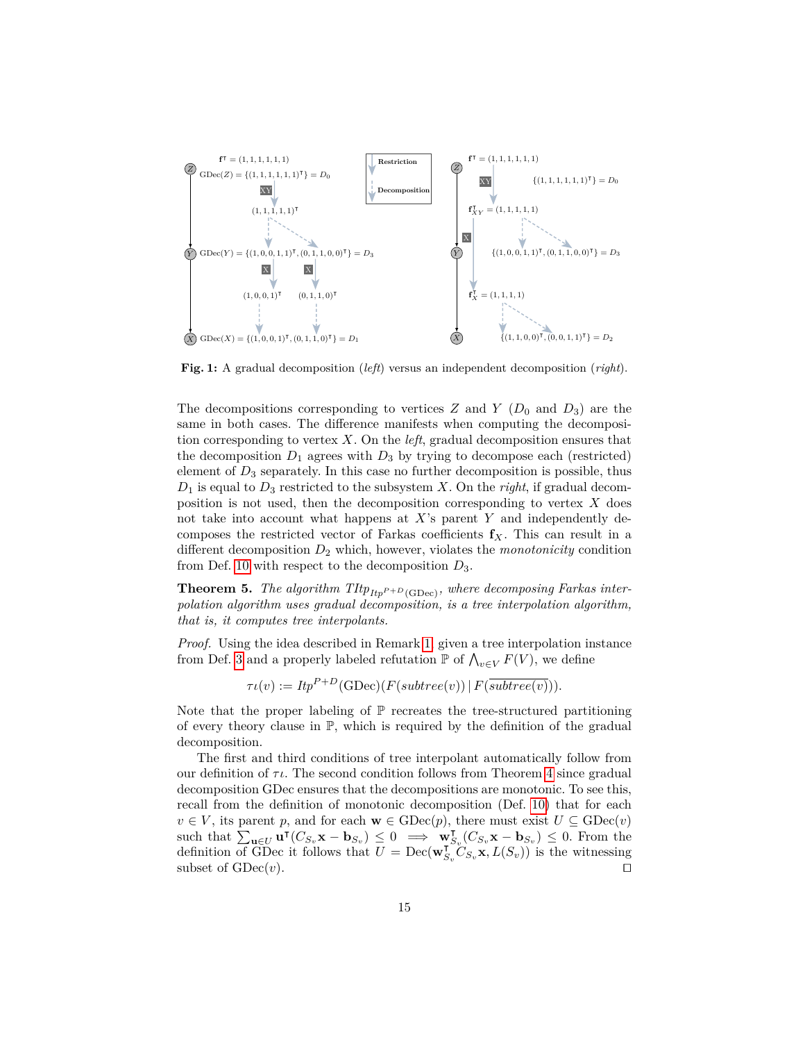**Fig. 1:** A gradual decomposition (*left*) versus an independent decomposition (*right*).

The decompositions corresponding to vertices $Z$ and $Y$ ($D_0$ and $D_3$) are the same in both cases. The difference manifests when computing the decomposition corresponding to vertex $X$. On the *left*, gradual decomposition ensures that the decomposition $D_1$ agrees with $D_3$ by trying to decompose each (restricted) element of $D_3$ separately. In this case no further decomposition is possible, thus $D_1$ is equal to $D_3$ restricted to the subsystem $X$. On the *right*, if gradual decomposition is not used, then the decomposition corresponding to vertex $X$ does not take into account what happens at $X$'s parent $Y$ and independently decomposes the restricted vector of Farkas coefficients $\mathbf{f}_X$. This can result in a different decomposition $D_2$ which, however, violates the *monotonicity* condition from Def. 10 with respect to the decomposition $D_3$.

**Theorem 5.** *The algorithm* $TItp_{Itp^{P+D}(\mathrm{GDec})}$, *where decomposing Farkas interpolation algorithm uses gradual decomposition, is a tree interpolation algorithm, that is, it computes tree interpolants.*

*Proof.* Using the idea described in Remark 1, given a tree interpolation instance from Def. 3 and a properly labeled refutation $\mathbb{P}$ of $\bigwedge_{v \in V} F(V)$, we define

$$\tau\iota(v) := Itp^{P+D}(\mathrm{GDec})(F(subtree(v)) \mid F(\overline{subtree(v)})).$$

Note that the proper labeling of $\mathbb{P}$ recreates the tree-structured partitioning of every theory clause in $\mathbb{P}$, which is required by the definition of the gradual decomposition.

The first and third conditions of tree interpolant automatically follow from our definition of $\tau\iota$. The second condition follows from Theorem 4 since gradual decomposition GDec ensures that the decompositions are monotonic. To see this, recall from the definition of monotonic decomposition (Def. 10) that for each $v \in V$, its parent $p$, and for each $\mathbf{w} \in \mathrm{GDec}(p)$, there must exist $U \subseteq \mathrm{GDec}(v)$ such that $\sum_{\mathbf{u} \in U} \mathbf{u}^\intercal (C_{S_v}\mathbf{x} - \mathbf{b}_{S_v}) \leq 0 \implies \mathbf{w}_{S_v}^\intercal (C_{S_v}\mathbf{x} - \mathbf{b}_{S_v}) \leq 0$. From the definition of GDec it follows that $U = \mathrm{Dec}(\mathbf{w}_{S_v}^\intercal C_{S_v}\mathbf{x}, L(S_v))$ is the witnessing subset of $\mathrm{GDec}(v)$. ☐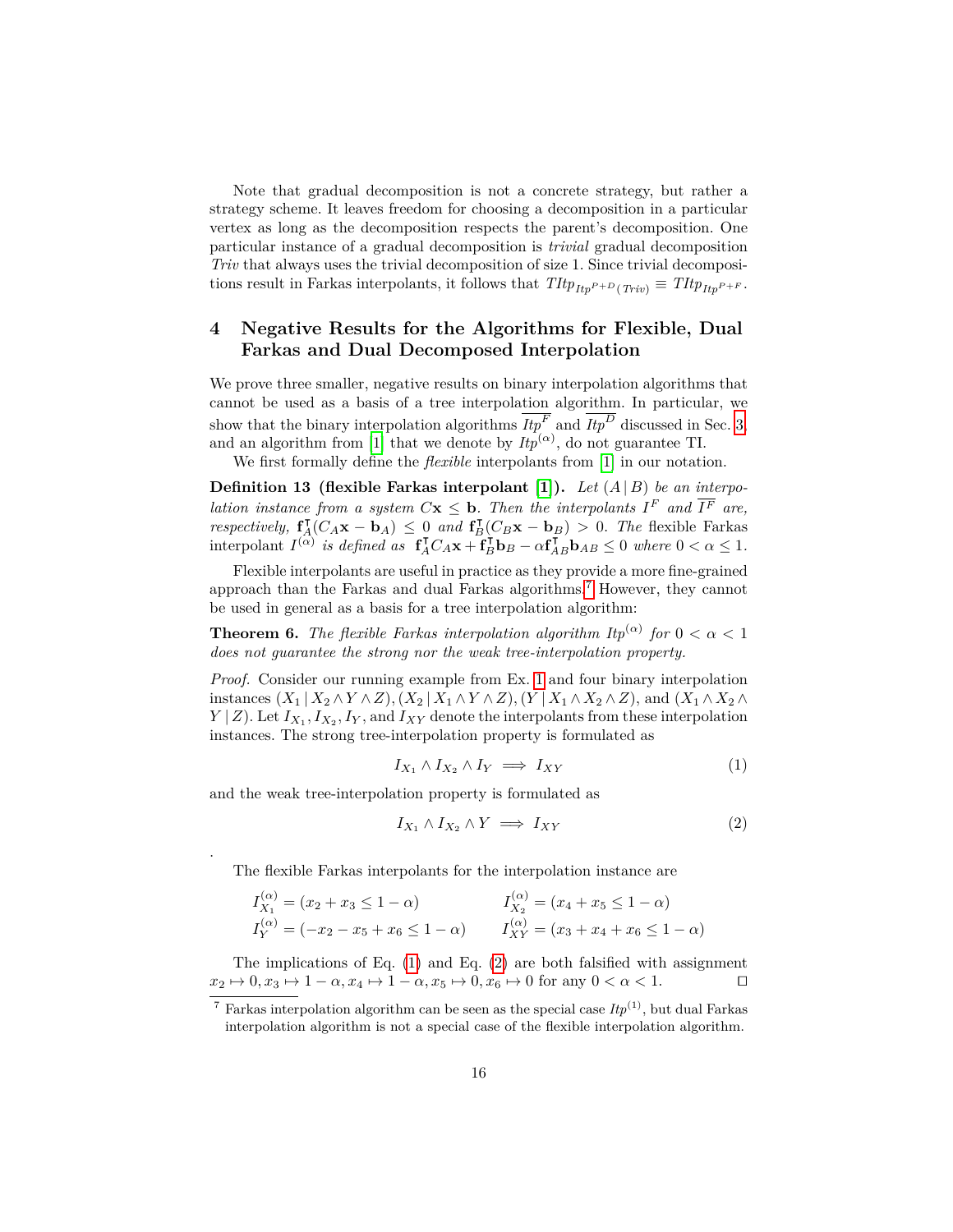Note that gradual decomposition is not a concrete strategy, but rather a strategy scheme. It leaves freedom for choosing a decomposition in a particular vertex as long as the decomposition respects the parent's decomposition. One particular instance of a gradual decomposition is *trivial* gradual decomposition *Triv* that always uses the trivial decomposition of size 1. Since trivial decompositions result in Farkas interpolants, it follows that $TItp_{Itp^{P+D}(Triv)} \equiv TItp_{Itp^{P+F}}$.

## 4 Negative Results for the Algorithms for Flexible, Dual Farkas and Dual Decomposed Interpolation

We prove three smaller, negative results on binary interpolation algorithms that cannot be used as a basis of a tree interpolation algorithm. In particular, we show that the binary interpolation algorithms $\overline{Itp^F}$ and $\overline{Itp^D}$ discussed in Sec. 3, and an algorithm from [1] that we denote by $Itp^{(\alpha)}$, do not guarantee TI.

We first formally define the *flexible* interpolants from [1] in our notation.

**Definition 13 (flexible Farkas interpolant [1]).** *Let $(A \,|\, B)$ be an interpolation instance from a system $C\mathbf{x} \leq \mathbf{b}$. Then the interpolants $I^F$ and $\overline{I^F}$ are, respectively, $\mathbf{f}_A^\intercal(C_A\mathbf{x} - \mathbf{b}_A) \leq 0$ and $\mathbf{f}_B^\intercal(C_B\mathbf{x} - \mathbf{b}_B) > 0$. The* flexible Farkas interpolant *$I^{(\alpha)}$ is defined as $\mathbf{f}_A^\intercal C_A\mathbf{x} + \mathbf{f}_B^\intercal \mathbf{b}_B - \alpha \mathbf{f}_{AB}^\intercal \mathbf{b}_{AB} \leq 0$ where $0 < \alpha \leq 1$.*

Flexible interpolants are useful in practice as they provide a more fine-grained approach than the Farkas and dual Farkas algorithms.[7] However, they cannot be used in general as a basis for a tree interpolation algorithm:

**Theorem 6.** *The flexible Farkas interpolation algorithm $Itp^{(\alpha)}$ for $0 < \alpha < 1$ does not guarantee the strong nor the weak tree-interpolation property.*

*Proof.* Consider our running example from Ex. 1 and four binary interpolation instances $(X_1 \,|\, X_2 \wedge Y \wedge Z), (X_2 \,|\, X_1 \wedge Y \wedge Z), (Y \,|\, X_1 \wedge X_2 \wedge Z)$, and $(X_1 \wedge X_2 \wedge Y \,|\, Z)$. Let $I_{X_1}, I_{X_2}, I_Y$, and $I_{XY}$ denote the interpolants from these interpolation instances. The strong tree-interpolation property is formulated as

$$I_{X_1} \wedge I_{X_2} \wedge I_Y \implies I_{XY} \tag{1}$$

and the weak tree-interpolation property is formulated as

$$I_{X_1} \wedge I_{X_2} \wedge Y \implies I_{XY} \tag{2}$$

.

The flexible Farkas interpolants for the interpolation instance are

$$I_{X_1}^{(\alpha)} = (x_2 + x_3 \leq 1 - \alpha) \qquad I_{X_2}^{(\alpha)} = (x_4 + x_5 \leq 1 - \alpha)$$
$$I_{Y}^{(\alpha)} = (-x_2 - x_5 + x_6 \leq 1 - \alpha) \qquad I_{XY}^{(\alpha)} = (x_3 + x_4 + x_6 \leq 1 - \alpha)$$

The implications of Eq. (1) and Eq. (2) are both falsified with assignment $x_2 \mapsto 0, x_3 \mapsto 1 - \alpha, x_4 \mapsto 1 - \alpha, x_5 \mapsto 0, x_6 \mapsto 0$ for any $0 < \alpha < 1$. ◻

[7] Farkas interpolation algorithm can be seen as the special case $Itp^{(1)}$, but dual Farkas interpolation algorithm is not a special case of the flexible interpolation algorithm.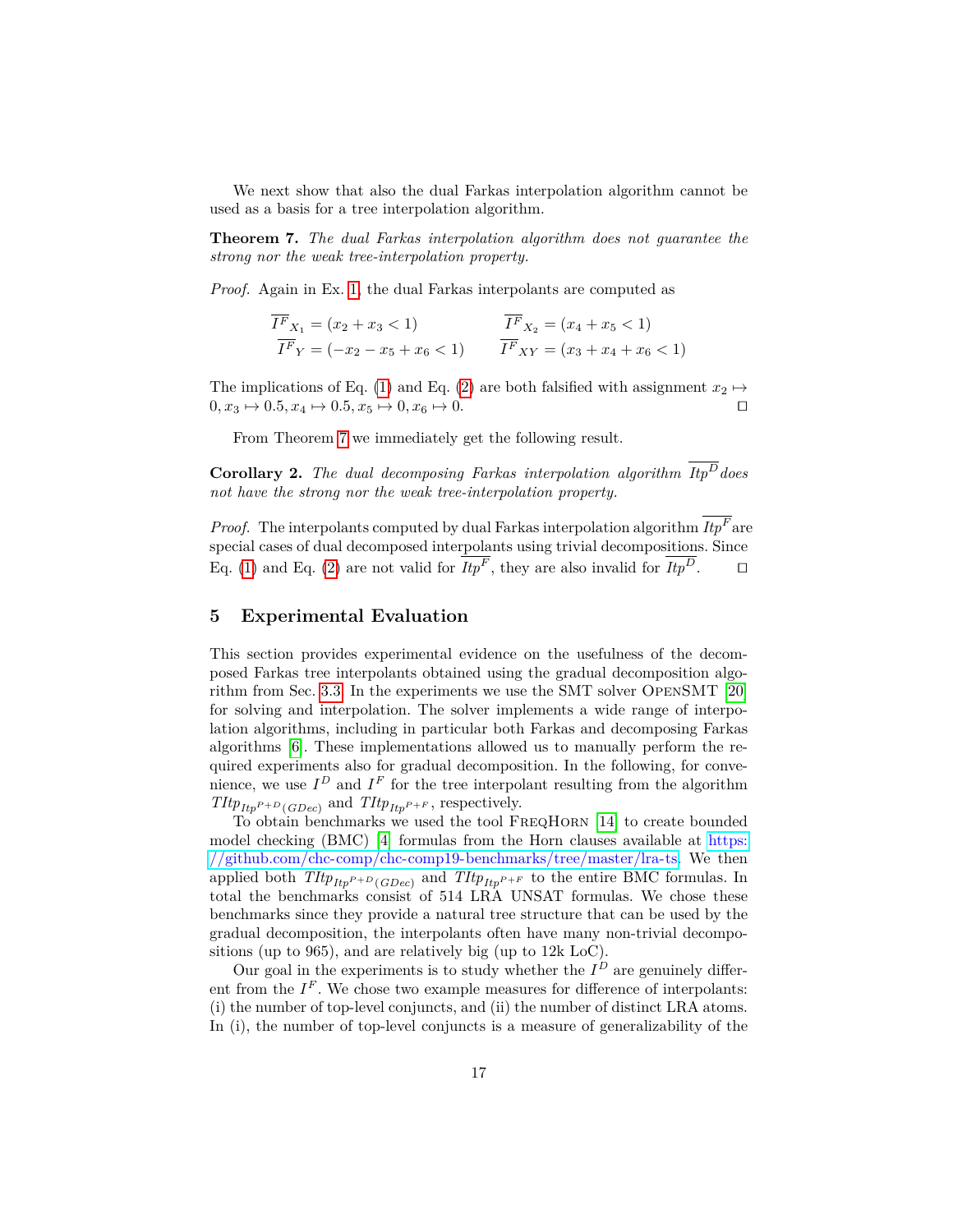We next show that also the dual Farkas interpolation algorithm cannot be used as a basis for a tree interpolation algorithm.

**Theorem 7.** *The dual Farkas interpolation algorithm does not guarantee the strong nor the weak tree-interpolation property.*

*Proof.* Again in Ex. 1, the dual Farkas interpolants are computed as

$$\overline{I^F}_{X_1} = (x_2 + x_3 < 1) \qquad \overline{I^F}_{X_2} = (x_4 + x_5 < 1)$$
$$\overline{I^F}_{Y} = (-x_2 - x_5 + x_6 < 1) \qquad \overline{I^F}_{XY} = (x_3 + x_4 + x_6 < 1)$$

The implications of Eq. (1) and Eq. (2) are both falsified with assignment $x_2 \mapsto 0, x_3 \mapsto 0.5, x_4 \mapsto 0.5, x_5 \mapsto 0, x_6 \mapsto 0$. ◻

From Theorem 7 we immediately get the following result.

**Corollary 2.** *The dual decomposing Farkas interpolation algorithm $\overline{Itp^D}$ does not have the strong nor the weak tree-interpolation property.*

*Proof.* The interpolants computed by dual Farkas interpolation algorithm $\overline{Itp^F}$ are special cases of dual decomposed interpolants using trivial decompositions. Since Eq. (1) and Eq. (2) are not valid for $\overline{Itp^F}$, they are also invalid for $\overline{Itp^D}$. ◻

## 5 Experimental Evaluation

This section provides experimental evidence on the usefulness of the decomposed Farkas tree interpolants obtained using the gradual decomposition algorithm from Sec. 3.3. In the experiments we use the SMT solver OpenSMT [20] for solving and interpolation. The solver implements a wide range of interpolation algorithms, including in particular both Farkas and decomposing Farkas algorithms [6]. These implementations allowed us to manually perform the required experiments also for gradual decomposition. In the following, for convenience, we use $I^D$ and $I^F$ for the tree interpolant resulting from the algorithm $TItp_{Itp^{P+D}(GDec)}$ and $TItp_{Itp^{P+F}}$, respectively.

To obtain benchmarks we used the tool FreqHorn [14] to create bounded model checking (BMC) [4] formulas from the Horn clauses available at https://github.com/chc-comp/chc-comp19-benchmarks/tree/master/lra-ts. We then applied both $TItp_{Itp^{P+D}(GDec)}$ and $TItp_{Itp^{P+F}}$ to the entire BMC formulas. In total the benchmarks consist of 514 LRA UNSAT formulas. We chose these benchmarks since they provide a natural tree structure that can be used by the gradual decomposition, the interpolants often have many non-trivial decompositions (up to 965), and are relatively big (up to 12k LoC).

Our goal in the experiments is to study whether the $I^D$ are genuinely different from the $I^F$. We chose two example measures for difference of interpolants: (i) the number of top-level conjuncts, and (ii) the number of distinct LRA atoms. In (i), the number of top-level conjuncts is a measure of generalizability of the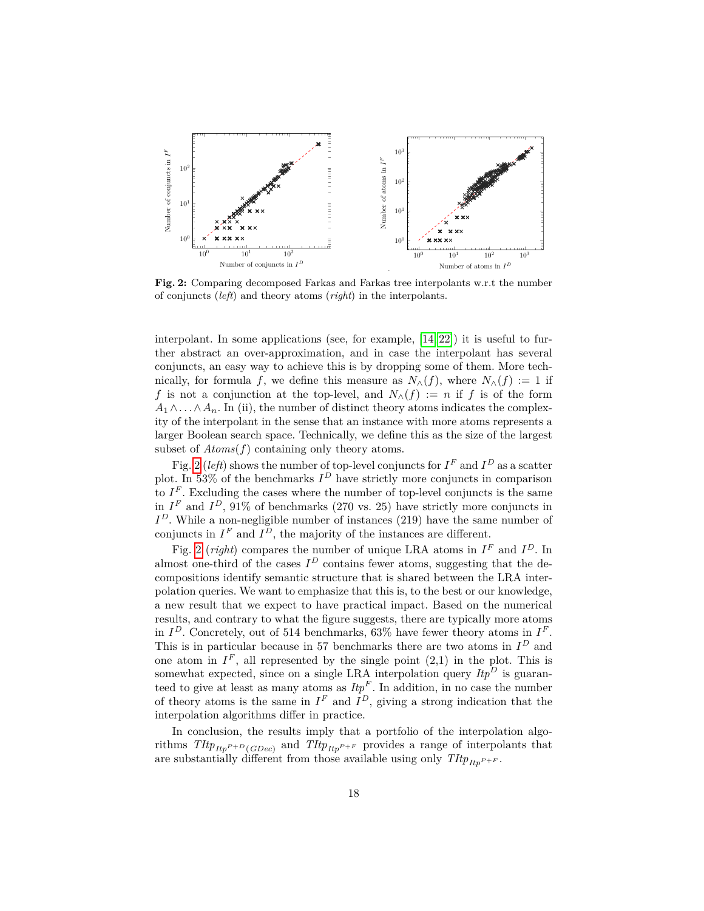Fig. 2: Comparing decomposed Farkas and Farkas tree interpolants w.r.t the number of conjuncts (*left*) and theory atoms (*right*) in the interpolants.

interpolant. In some applications (see, for example, [14,22]) it is useful to further abstract an over-approximation, and in case the interpolant has several conjuncts, an easy way to achieve this is by dropping some of them. More technically, for formula $f$, we define this measure as $N_\wedge(f)$, where $N_\wedge(f) := 1$ if $f$ is not a conjunction at the top-level, and $N_\wedge(f) := n$ if $f$ is of the form $A_1 \wedge \ldots \wedge A_n$. In (ii), the number of distinct theory atoms indicates the complexity of the interpolant in the sense that an instance with more atoms represents a larger Boolean search space. Technically, we define this as the size of the largest subset of $Atoms(f)$ containing only theory atoms.

Fig. 2 (*left*) shows the number of top-level conjuncts for $I^F$ and $I^D$ as a scatter plot. In 53% of the benchmarks $I^D$ have strictly more conjuncts in comparison to $I^F$. Excluding the cases where the number of top-level conjuncts is the same in $I^F$ and $I^D$, 91% of benchmarks (270 vs. 25) have strictly more conjuncts in $I^D$. While a non-negligible number of instances (219) have the same number of conjuncts in $I^F$ and $I^D$, the majority of the instances are different.

Fig. 2 (*right*) compares the number of unique LRA atoms in $I^F$ and $I^D$. In almost one-third of the cases $I^D$ contains fewer atoms, suggesting that the decompositions identify semantic structure that is shared between the LRA interpolation queries. We want to emphasize that this is, to the best or our knowledge, a new result that we expect to have practical impact. Based on the numerical results, and contrary to what the figure suggests, there are typically more atoms in $I^D$. Concretely, out of 514 benchmarks, 63% have fewer theory atoms in $I^F$. This is in particular because in 57 benchmarks there are two atoms in $I^D$ and one atom in $I^F$, all represented by the single point (2,1) in the plot. This is somewhat expected, since on a single LRA interpolation query $Itp^D$ is guaranteed to give at least as many atoms as $Itp^F$. In addition, in no case the number of theory atoms is the same in $I^F$ and $I^D$, giving a strong indication that the interpolation algorithms differ in practice.

In conclusion, the results imply that a portfolio of the interpolation algorithms $TItp_{Itp^{P+D}(GDec)}$ and $TItp_{Itp^{P+F}}$ provides a range of interpolants that are substantially different from those available using only $TItp_{Itp^{P+F}}$.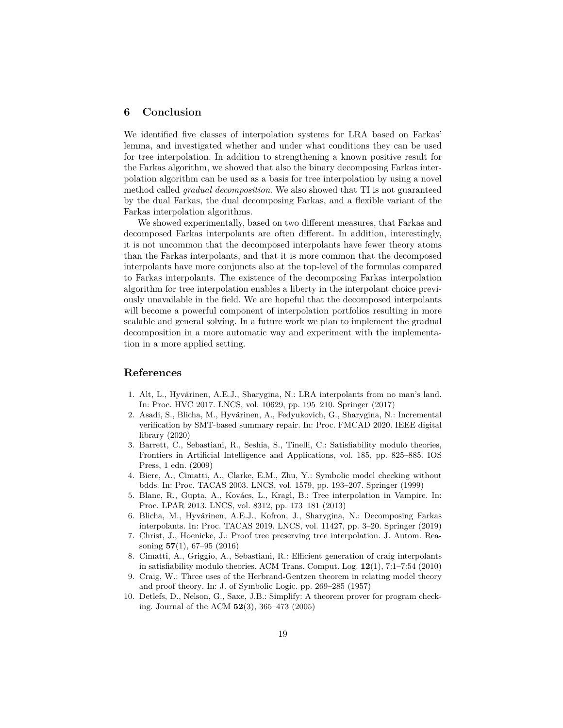## 6 Conclusion

We identified five classes of interpolation systems for LRA based on Farkas' lemma, and investigated whether and under what conditions they can be used for tree interpolation. In addition to strengthening a known positive result for the Farkas algorithm, we showed that also the binary decomposing Farkas interpolation algorithm can be used as a basis for tree interpolation by using a novel method called *gradual decomposition*. We also showed that TI is not guaranteed by the dual Farkas, the dual decomposing Farkas, and a flexible variant of the Farkas interpolation algorithms.

We showed experimentally, based on two different measures, that Farkas and decomposed Farkas interpolants are often different. In addition, interestingly, it is not uncommon that the decomposed interpolants have fewer theory atoms than the Farkas interpolants, and that it is more common that the decomposed interpolants have more conjuncts also at the top-level of the formulas compared to Farkas interpolants. The existence of the decomposing Farkas interpolation algorithm for tree interpolation enables a liberty in the interpolant choice previously unavailable in the field. We are hopeful that the decomposed interpolants will become a powerful component of interpolation portfolios resulting in more scalable and general solving. In a future work we plan to implement the gradual decomposition in a more automatic way and experiment with the implementation in a more applied setting.

## References

1. Alt, L., Hyvärinen, A.E.J., Sharygina, N.: LRA interpolants from no man's land. In: Proc. HVC 2017. LNCS, vol. 10629, pp. 195–210. Springer (2017)
2. Asadi, S., Blicha, M., Hyvärinen, A., Fedyukovich, G., Sharygina, N.: Incremental verification by SMT-based summary repair. In: Proc. FMCAD 2020. IEEE digital library (2020)
3. Barrett, C., Sebastiani, R., Seshia, S., Tinelli, C.: Satisfiability modulo theories, Frontiers in Artificial Intelligence and Applications, vol. 185, pp. 825–885. IOS Press, 1 edn. (2009)
4. Biere, A., Cimatti, A., Clarke, E.M., Zhu, Y.: Symbolic model checking without bdds. In: Proc. TACAS 2003. LNCS, vol. 1579, pp. 193–207. Springer (1999)
5. Blanc, R., Gupta, A., Kovács, L., Kragl, B.: Tree interpolation in Vampire. In: Proc. LPAR 2013. LNCS, vol. 8312, pp. 173–181 (2013)
6. Blicha, M., Hyvärinen, A.E.J., Kofron, J., Sharygina, N.: Decomposing Farkas interpolants. In: Proc. TACAS 2019. LNCS, vol. 11427, pp. 3–20. Springer (2019)
7. Christ, J., Hoenicke, J.: Proof tree preserving tree interpolation. J. Autom. Reasoning **57**(1), 67–95 (2016)
8. Cimatti, A., Griggio, A., Sebastiani, R.: Efficient generation of craig interpolants in satisfiability modulo theories. ACM Trans. Comput. Log. **12**(1), 7:1–7:54 (2010)
9. Craig, W.: Three uses of the Herbrand-Gentzen theorem in relating model theory and proof theory. In: J. of Symbolic Logic. pp. 269–285 (1957)
10. Detlefs, D., Nelson, G., Saxe, J.B.: Simplify: A theorem prover for program checking. Journal of the ACM **52**(3), 365–473 (2005)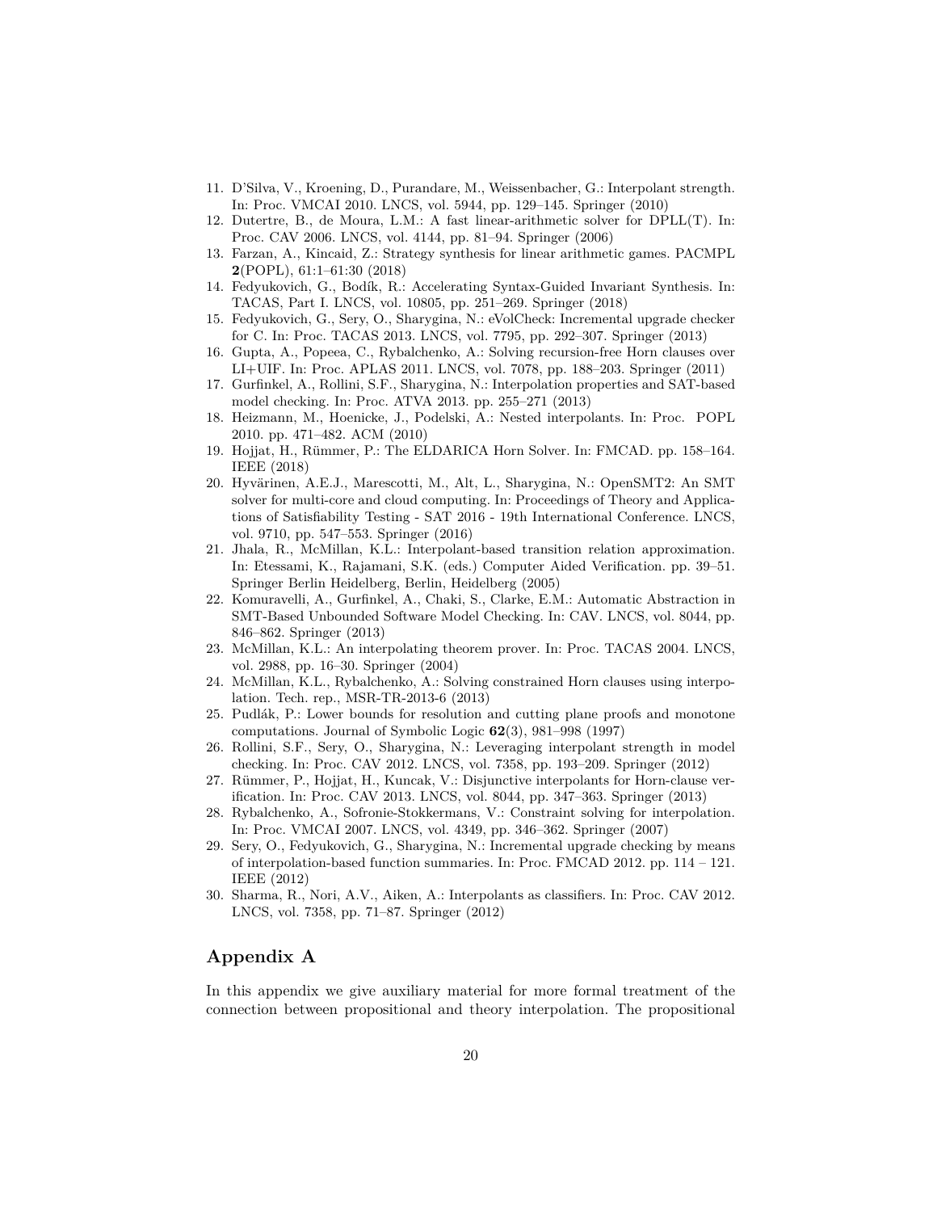11. D'Silva, V., Kroening, D., Purandare, M., Weissenbacher, G.: Interpolant strength. In: Proc. VMCAI 2010. LNCS, vol. 5944, pp. 129–145. Springer (2010)
12. Dutertre, B., de Moura, L.M.: A fast linear-arithmetic solver for DPLL(T). In: Proc. CAV 2006. LNCS, vol. 4144, pp. 81–94. Springer (2006)
13. Farzan, A., Kincaid, Z.: Strategy synthesis for linear arithmetic games. PACMPL **2**(POPL), 61:1–61:30 (2018)
14. Fedyukovich, G., Bodík, R.: Accelerating Syntax-Guided Invariant Synthesis. In: TACAS, Part I. LNCS, vol. 10805, pp. 251–269. Springer (2018)
15. Fedyukovich, G., Sery, O., Sharygina, N.: eVolCheck: Incremental upgrade checker for C. In: Proc. TACAS 2013. LNCS, vol. 7795, pp. 292–307. Springer (2013)
16. Gupta, A., Popeea, C., Rybalchenko, A.: Solving recursion-free Horn clauses over LI+UIF. In: Proc. APLAS 2011. LNCS, vol. 7078, pp. 188–203. Springer (2011)
17. Gurfinkel, A., Rollini, S.F., Sharygina, N.: Interpolation properties and SAT-based model checking. In: Proc. ATVA 2013. pp. 255–271 (2013)
18. Heizmann, M., Hoenicke, J., Podelski, A.: Nested interpolants. In: Proc. POPL 2010. pp. 471–482. ACM (2010)
19. Hojjat, H., Rümmer, P.: The ELDARICA Horn Solver. In: FMCAD. pp. 158–164. IEEE (2018)
20. Hyvärinen, A.E.J., Marescotti, M., Alt, L., Sharygina, N.: OpenSMT2: An SMT solver for multi-core and cloud computing. In: Proceedings of Theory and Applications of Satisfiability Testing - SAT 2016 - 19th International Conference. LNCS, vol. 9710, pp. 547–553. Springer (2016)
21. Jhala, R., McMillan, K.L.: Interpolant-based transition relation approximation. In: Etessami, K., Rajamani, S.K. (eds.) Computer Aided Verification. pp. 39–51. Springer Berlin Heidelberg, Berlin, Heidelberg (2005)
22. Komuravelli, A., Gurfinkel, A., Chaki, S., Clarke, E.M.: Automatic Abstraction in SMT-Based Unbounded Software Model Checking. In: CAV. LNCS, vol. 8044, pp. 846–862. Springer (2013)
23. McMillan, K.L.: An interpolating theorem prover. In: Proc. TACAS 2004. LNCS, vol. 2988, pp. 16–30. Springer (2004)
24. McMillan, K.L., Rybalchenko, A.: Solving constrained Horn clauses using interpolation. Tech. rep., MSR-TR-2013-6 (2013)
25. Pudlák, P.: Lower bounds for resolution and cutting plane proofs and monotone computations. Journal of Symbolic Logic **62**(3), 981–998 (1997)
26. Rollini, S.F., Sery, O., Sharygina, N.: Leveraging interpolant strength in model checking. In: Proc. CAV 2012. LNCS, vol. 7358, pp. 193–209. Springer (2012)
27. Rümmer, P., Hojjat, H., Kuncak, V.: Disjunctive interpolants for Horn-clause verification. In: Proc. CAV 2013. LNCS, vol. 8044, pp. 347–363. Springer (2013)
28. Rybalchenko, A., Sofronie-Stokkermans, V.: Constraint solving for interpolation. In: Proc. VMCAI 2007. LNCS, vol. 4349, pp. 346–362. Springer (2007)
29. Sery, O., Fedyukovich, G., Sharygina, N.: Incremental upgrade checking by means of interpolation-based function summaries. In: Proc. FMCAD 2012. pp. 114 – 121. IEEE (2012)
30. Sharma, R., Nori, A.V., Aiken, A.: Interpolants as classifiers. In: Proc. CAV 2012. LNCS, vol. 7358, pp. 71–87. Springer (2012)

## Appendix A

In this appendix we give auxiliary material for more formal treatment of the connection between propositional and theory interpolation. The propositional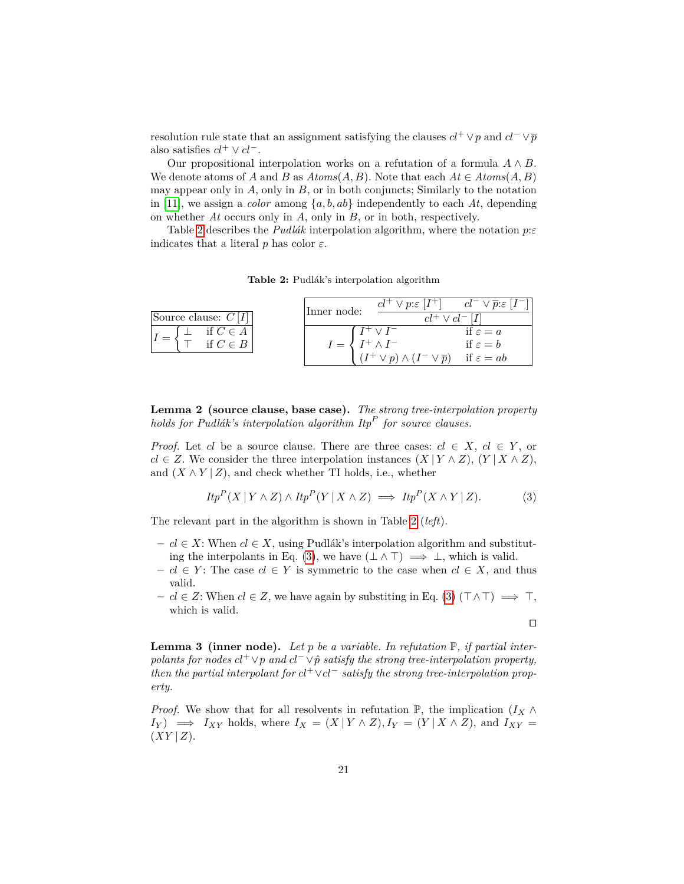resolution rule state that an assignment satisfying the clauses $cl^+ \vee p$ and $cl^- \vee \overline{p}$ also satisfies $cl^+ \vee cl^-$.

Our propositional interpolation works on a refutation of a formula $A \wedge B$. We denote atoms of $A$ and $B$ as $Atoms(A, B)$. Note that each $At \in Atoms(A, B)$ may appear only in $A$, only in $B$, or in both conjuncts; Similarly to the notation in [11], we assign a *color* among $\{a, b, ab\}$ independently to each $At$, depending on whether $At$ occurs only in $A$, only in $B$, or in both, respectively.

Table 2 describes the *Pudlák* interpolation algorithm, where the notation $p{:}\varepsilon$ indicates that a literal $p$ has color $\varepsilon$.

**Table 2:** Pudlák's interpolation algorithm

| Source clause: $C\,[I]$ |
|---|
| $I = \begin{cases} \bot & \text{if } C \in A \\ \top & \text{if } C \in B \end{cases}$ |

| Inner node: $\dfrac{cl^+ \vee p{:}\varepsilon\ [I^+] \qquad cl^- \vee \overline{p}{:}\varepsilon\ [I^-]}{cl^+ \vee cl^-\ [I]}$ |
|---|
| $I = \begin{cases} I^+ \vee I^- & \text{if } \varepsilon = a \\ I^+ \wedge I^- & \text{if } \varepsilon = b \\ (I^+ \vee p) \wedge (I^- \vee \overline{p}) & \text{if } \varepsilon = ab \end{cases}$ |

**Lemma 2 (source clause, base case).** *The strong tree-interpolation property holds for Pudlák's interpolation algorithm $Itp^P$ for source clauses.*

*Proof.* Let $cl$ be a source clause. There are three cases: $cl \in X$, $cl \in Y$, or $cl \in Z$. We consider the three interpolation instances $(X \,|\, Y \wedge Z)$, $(Y \,|\, X \wedge Z)$, and $(X \wedge Y \,|\, Z)$, and check whether TI holds, i.e., whether

$$Itp^P(X \,|\, Y \wedge Z) \wedge Itp^P(Y \,|\, X \wedge Z) \implies Itp^P(X \wedge Y \,|\, Z). \tag{3}$$

The relevant part in the algorithm is shown in Table 2 (*left*).

- $cl \in X$: When $cl \in X$, using Pudlák's interpolation algorithm and substituting the interpolants in Eq. (3), we have $(\bot \wedge \top) \implies \bot$, which is valid.
- $cl \in Y$: The case $cl \in Y$ is symmetric to the case when $cl \in X$, and thus valid.
- $cl \in Z$: When $cl \in Z$, we have again by substiting in Eq. (3) $(\top \wedge \top) \implies \top$, which is valid.

□

**Lemma 3 (inner node).** *Let $p$ be a variable. In refutation $\mathbb{P}$, if partial interpolants for nodes $cl^+ \vee p$ and $cl^- \vee \hat{p}$ satisfy the strong tree-interpolation property, then the partial interpolant for $cl^+ \vee cl^-$ satisfy the strong tree-interpolation property.*

*Proof.* We show that for all resolvents in refutation $\mathbb{P}$, the implication $(I_X \wedge I_Y) \implies I_{XY}$ holds, where $I_X = (X \,|\, Y \wedge Z), I_Y = (Y \,|\, X \wedge Z)$, and $I_{XY} = (XY \,|\, Z)$.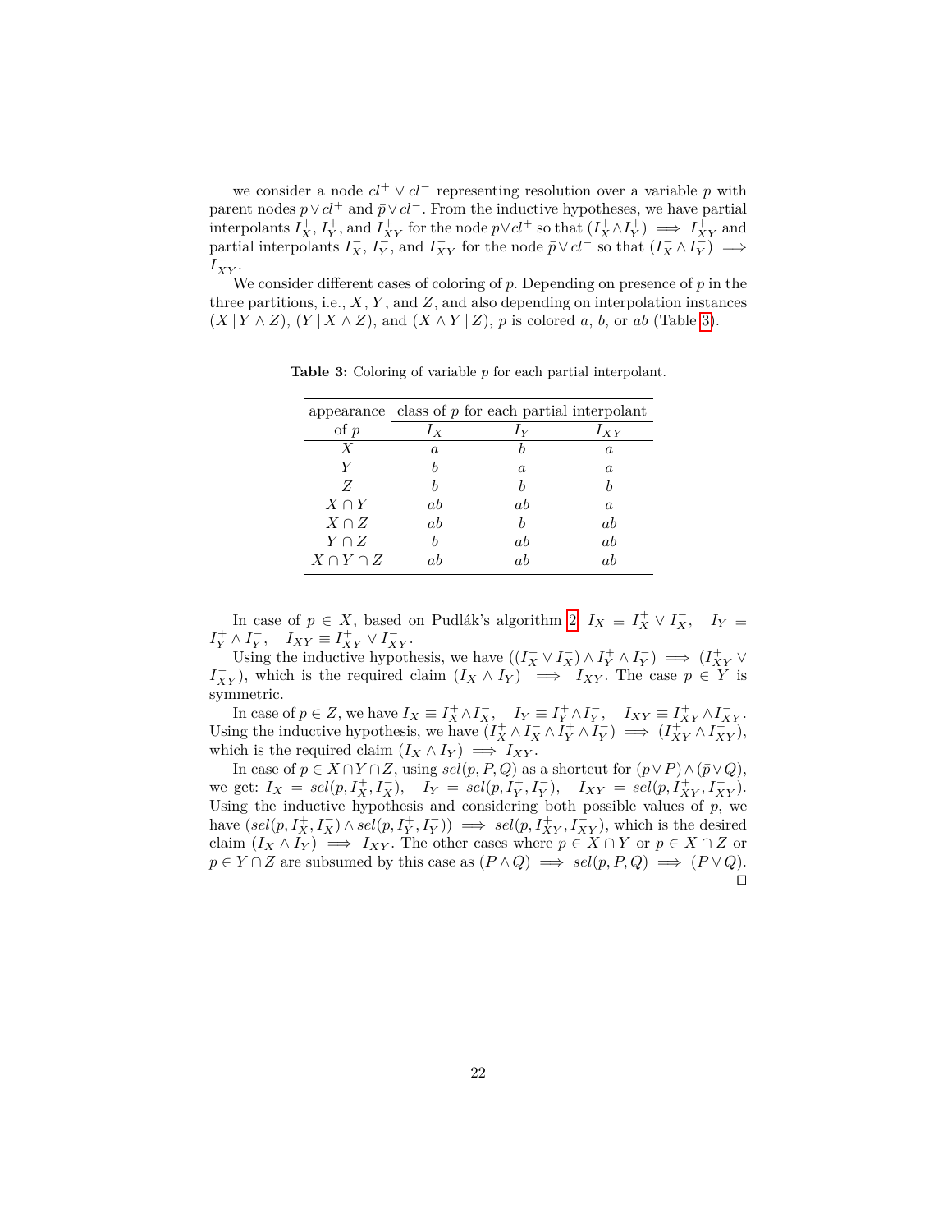we consider a node $cl^+ \vee cl^-$ representing resolution over a variable $p$ with parent nodes $p \vee cl^+$ and $\bar{p} \vee cl^-$. From the inductive hypotheses, we have partial interpolants $I_X^+$, $I_Y^+$, and $I_{XY}^+$ for the node $p \vee cl^+$ so that $(I_X^+ \wedge I_Y^+) \implies I_{XY}^+$ and partial interpolants $I_X^-$, $I_Y^-$, and $I_{XY}^-$ for the node $\bar{p} \vee cl^-$ so that $(I_X^- \wedge I_Y^-) \implies I_{XY}^-$.

We consider different cases of coloring of $p$. Depending on presence of $p$ in the three partitions, i.e., $X$, $Y$, and $Z$, and also depending on interpolation instances $(X \,|\, Y \wedge Z)$, $(Y \,|\, X \wedge Z)$, and $(X \wedge Y \,|\, Z)$, $p$ is colored $a$, $b$, or $ab$ (Table 3).

**Table 3:** Coloring of variable $p$ for each partial interpolant.

| appearance of $p$ | class of $p$ for each partial interpolant | | |
|---|---|---|---|
| | $I_X$ | $I_Y$ | $I_{XY}$ |
| $X$ | $a$ | $b$ | $a$ |
| $Y$ | $b$ | $a$ | $a$ |
| $Z$ | $b$ | $b$ | $b$ |
| $X \cap Y$ | $ab$ | $ab$ | $a$ |
| $X \cap Z$ | $ab$ | $b$ | $ab$ |
| $Y \cap Z$ | $b$ | $ab$ | $ab$ |
| $X \cap Y \cap Z$ | $ab$ | $ab$ | $ab$ |

In case of $p \in X$, based on Pudlák's algorithm 2, $I_X \equiv I_X^+ \vee I_X^-$, $\quad I_Y \equiv I_Y^+ \wedge I_Y^-$, $\quad I_{XY} \equiv I_{XY}^+ \vee I_{XY}^-$.

Using the inductive hypothesis, we have $((I_X^+ \vee I_X^-) \wedge I_Y^+ \wedge I_Y^-) \implies (I_{XY}^+ \vee I_{XY}^-)$, which is the required claim $(I_X \wedge I_Y) \implies I_{XY}$. The case $p \in Y$ is symmetric.

In case of $p \in Z$, we have $I_X \equiv I_X^+ \wedge I_X^-$, $\quad I_Y \equiv I_Y^+ \wedge I_Y^-$, $\quad I_{XY} \equiv I_{XY}^+ \wedge I_{XY}^-$. Using the inductive hypothesis, we have $(I_X^+ \wedge I_X^- \wedge I_Y^+ \wedge I_Y^-) \implies (I_{XY}^+ \wedge I_{XY}^-)$, which is the required claim $(I_X \wedge I_Y) \implies I_{XY}$.

In case of $p \in X \cap Y \cap Z$, using $sel(p, P, Q)$ as a shortcut for $(p \vee P) \wedge (\bar{p} \vee Q)$, we get: $I_X = sel(p, I_X^+, I_X^-)$, $\quad I_Y = sel(p, I_Y^+, I_Y^-)$, $\quad I_{XY} = sel(p, I_{XY}^+, I_{XY}^-)$. Using the inductive hypothesis and considering both possible values of $p$, we have $(sel(p, I_X^+, I_X^-) \wedge sel(p, I_Y^+, I_Y^-)) \implies sel(p, I_{XY}^+, I_{XY}^-)$, which is the desired claim $(I_X \wedge I_Y) \implies I_{XY}$. The other cases where $p \in X \cap Y$ or $p \in X \cap Z$ or $p \in Y \cap Z$ are subsumed by this case as $(P \wedge Q) \implies sel(p, P, Q) \implies (P \vee Q)$. ◻